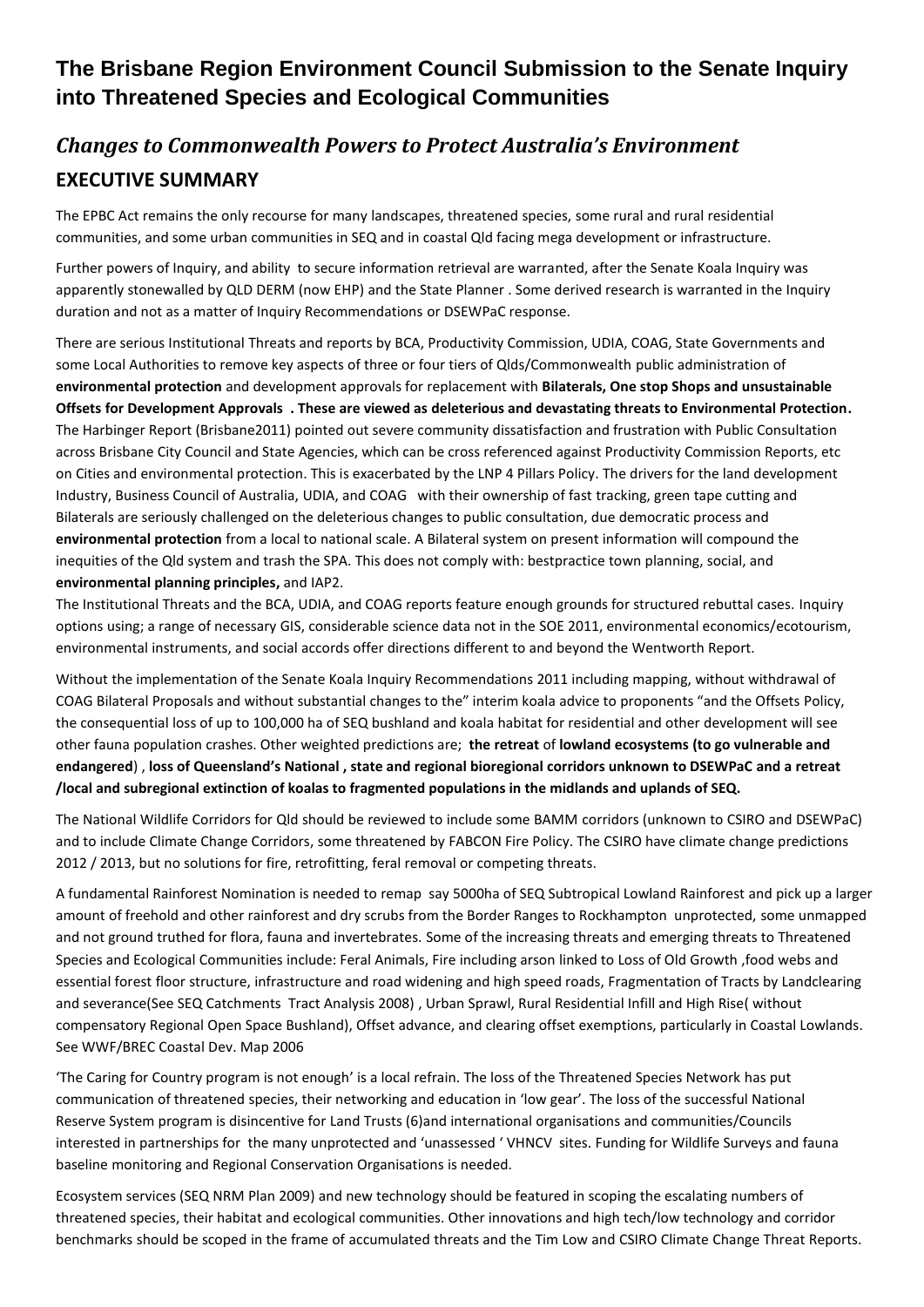# The Brisbane Region Environment Council Submission to the Senate Inquiry into Threatened Species and Ecological Communities

## *Changes to Commonwealth Powers to Protect Australia's Environment*

## EXECUTIVE SUMMARY

The EPBC Act remains the only recourse for many landscapes, threatened species, some rural and rural residential communities, and some urban communities in SEQ and in coastal Qld facing mega development or infrastructure.

Further powers of Inquiry, and ability to secure information retrieval are warranted, after the Senate Koala Inquiry was apparently stonewalled by QLD DERM (now EHP) and the State Planner . Some derived research is warranted in the Inquiry duration and not as a matter of Inquiry Recommendations or DSEWPaC response.

There are serious Institutional Threats and reports by BCA, Productivity Commission, UDIA, COAG, State Governments and some Local Authorities to remove key aspects of three or four tiers of Qlds/Commonwealth public administration of **environmental protection** and development approvals for replacement with **Bilaterals, One stop Shops and unsustainable Offsets for Development Approvals . These are viewed as deleterious and devastating threats to Environmental Protection.** The Harbinger Report (Brisbane2011) pointed out severe community dissatisfaction and frustration with Public Consultation across Brisbane City Council and State Agencies, which can be cross referenced against Productivity Commission Reports, etc on Cities and environmental protection. This is exacerbated by the LNP 4 Pillars Policy. The drivers for the land development Industry, Business Council of Australia, UDIA, and COAG with their ownership of fast tracking, green tape cutting and Bilaterals are seriously challenged on the deleterious changes to public consultation, due democratic process and **environmental protection** from a local to national scale. A Bilateral system on present information will compound the inequities of the Qld system and trash the SPA. This does not comply with: bestpractice town planning, social, and **environmental planning principles,** and IAP2.

The Institutional Threats and the BCA, UDIA, and COAG reports feature enough grounds for structured rebuttal cases. Inquiry options using; a range of necessary GIS, considerable science data not in the SOE 2011, environmental economics/ecotourism, environmental instruments, and social accords offer directions different to and beyond the Wentworth Report.

Without the implementation of the Senate Koala Inquiry Recommendations 2011 including mapping, without withdrawal of COAG Bilateral Proposals and without substantial changes to the" interim koala advice to proponents "and the Offsets Policy, the consequential loss of up to 100,000 ha of SEQ bushland and koala habitat for residential and other development will see other fauna population crashes. Other weighted predictions are; **the retreat** of **lowland ecosystems (to go vulnerable and endangered**) , **loss of Queensland's National , state and regional bioregional corridors unknown to DSEWPaC and a retreat /local and subregional extinction of koalas to fragmented populations in the midlands and uplands of SEQ.**

The National Wildlife Corridors for Qld should be reviewed to include some BAMM corridors (unknown to CSIRO and DSEWPaC) and to include Climate Change Corridors, some threatened by FABCON Fire Policy. The CSIRO have climate change predictions 2012 / 2013, but no solutions for fire, retrofitting, feral removal or competing threats.

A fundamental Rainforest Nomination is needed to remap say 5000ha of SEQ Subtropical Lowland Rainforest and pick up a larger amount of freehold and other rainforest and dry scrubs from the Border Ranges to Rockhampton unprotected, some unmapped and not ground truthed for flora, fauna and invertebrates. Some of the increasing threats and emerging threats to Threatened Species and Ecological Communities include: Feral Animals, Fire including arson linked to Loss of Old Growth ,food webs and essential forest floor structure, infrastructure and road widening and high speed roads, Fragmentation of Tracts by Landclearing and severance(See SEQ Catchments Tract Analysis 2008) , Urban Sprawl, Rural Residential Infill and High Rise( without compensatory Regional Open Space Bushland), Offset advance, and clearing offset exemptions, particularly in Coastal Lowlands. See WWF/BREC Coastal Dev. Map 2006

'The Caring for Country program is not enough' is a local refrain. The loss of the Threatened Species Network has put communication of threatened species, their networking and education in 'low gear'. The loss of the successful National Reserve System program is disincentive for Land Trusts (6)and international organisations and communities/Councils interested in partnerships for the many unprotected and 'unassessed ' VHNCV sites. Funding for Wildlife Surveys and fauna baseline monitoring and Regional Conservation Organisations is needed.

Ecosystem services (SEQ NRM Plan 2009) and new technology should be featured in scoping the escalating numbers of threatened species, their habitat and ecological communities. Other innovations and high tech/low technology and corridor benchmarks should be scoped in the frame of accumulated threats and the Tim Low and CSIRO Climate Change Threat Reports.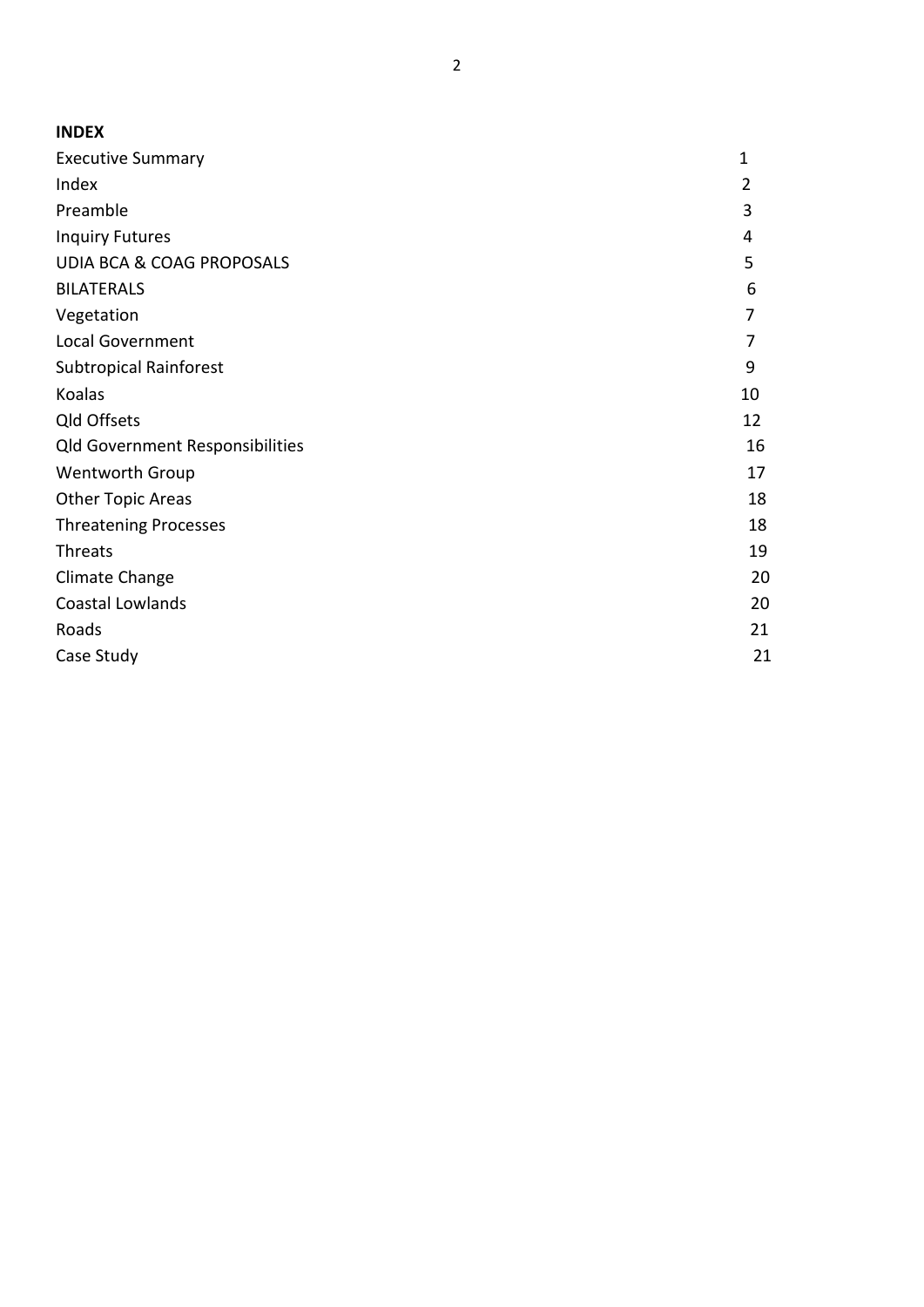**INDEX**

| | |
|---|---|
| Executive Summary | 1 |
| Index | 2 |
| Preamble | 3 |
| Inquiry Futures | 4 |
| UDIA BCA & COAG PROPOSALS | 5 |
| BILATERALS | 6 |
| Vegetation | 7 |
| Local Government | 7 |
| Subtropical Rainforest | 9 |
| Koalas | 10 |
| Qld Offsets | 12 |
| Qld Government Responsibilities | 16 |
| Wentworth Group | 17 |
| Other Topic Areas | 18 |
| Threatening Processes | 18 |
| Threats | 19 |
| Climate Change | 20 |
| Coastal Lowlands | 20 |
| Roads | 21 |
| Case Study | 21 |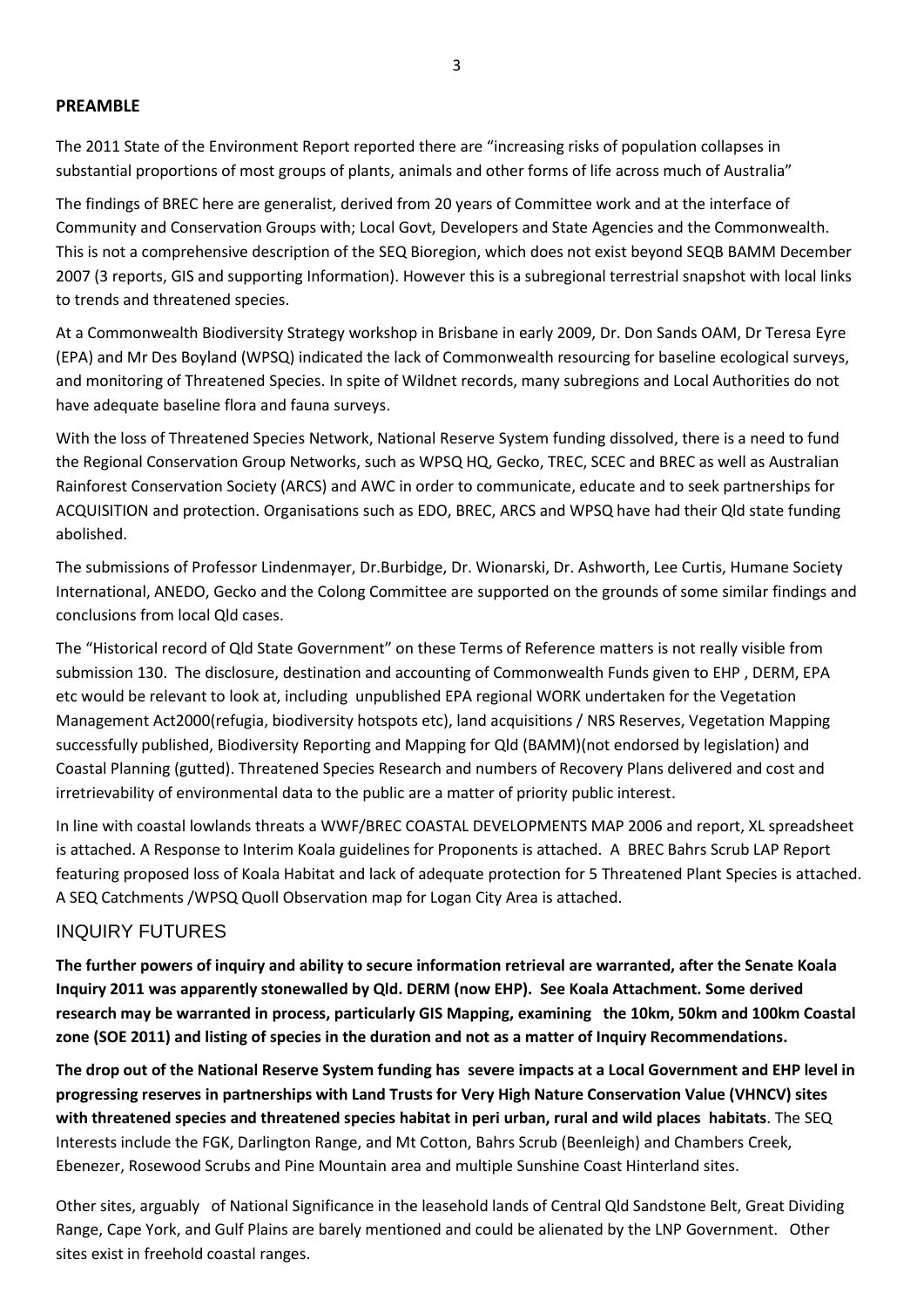## PREAMBLE

The 2011 State of the Environment Report reported there are "increasing risks of population collapses in substantial proportions of most groups of plants, animals and other forms of life across much of Australia"

The findings of BREC here are generalist, derived from 20 years of Committee work and at the interface of Community and Conservation Groups with; Local Govt, Developers and State Agencies and the Commonwealth. This is not a comprehensive description of the SEQ Bioregion, which does not exist beyond SEQB BAMM December 2007 (3 reports, GIS and supporting Information). However this is a subregional terrestrial snapshot with local links to trends and threatened species.

At a Commonwealth Biodiversity Strategy workshop in Brisbane in early 2009, Dr. Don Sands OAM, Dr Teresa Eyre (EPA) and Mr Des Boyland (WPSQ) indicated the lack of Commonwealth resourcing for baseline ecological surveys, and monitoring of Threatened Species. In spite of Wildnet records, many subregions and Local Authorities do not have adequate baseline flora and fauna surveys.

With the loss of Threatened Species Network, National Reserve System funding dissolved, there is a need to fund the Regional Conservation Group Networks, such as WPSQ HQ, Gecko, TREC, SCEC and BREC as well as Australian Rainforest Conservation Society (ARCS) and AWC in order to communicate, educate and to seek partnerships for ACQUISITION and protection. Organisations such as EDO, BREC, ARCS and WPSQ have had their Qld state funding abolished.

The submissions of Professor Lindenmayer, Dr.Burbidge, Dr. Wionarski, Dr. Ashworth, Lee Curtis, Humane Society International, ANEDO, Gecko and the Colong Committee are supported on the grounds of some similar findings and conclusions from local Qld cases.

The "Historical record of Qld State Government" on these Terms of Reference matters is not really visible from submission 130. The disclosure, destination and accounting of Commonwealth Funds given to EHP , DERM, EPA etc would be relevant to look at, including unpublished EPA regional WORK undertaken for the Vegetation Management Act2000(refugia, biodiversity hotspots etc), land acquisitions / NRS Reserves, Vegetation Mapping successfully published, Biodiversity Reporting and Mapping for Qld (BAMM)(not endorsed by legislation) and Coastal Planning (gutted). Threatened Species Research and numbers of Recovery Plans delivered and cost and irretrievability of environmental data to the public are a matter of priority public interest.

In line with coastal lowlands threats a WWF/BREC COASTAL DEVELOPMENTS MAP 2006 and report, XL spreadsheet is attached. A Response to Interim Koala guidelines for Proponents is attached. A BREC Bahrs Scrub LAP Report featuring proposed loss of Koala Habitat and lack of adequate protection for 5 Threatened Plant Species is attached. A SEQ Catchments /WPSQ Quoll Observation map for Logan City Area is attached.

## INQUIRY FUTURES

**The further powers of inquiry and ability to secure information retrieval are warranted, after the Senate Koala Inquiry 2011 was apparently stonewalled by Qld. DERM (now EHP). See Koala Attachment. Some derived research may be warranted in process, particularly GIS Mapping, examining the 10km, 50km and 100km Coastal zone (SOE 2011) and listing of species in the duration and not as a matter of Inquiry Recommendations.**

**The drop out of the National Reserve System funding has severe impacts at a Local Government and EHP level in progressing reserves in partnerships with Land Trusts for Very High Nature Conservation Value (VHNCV) sites with threatened species and threatened species habitat in peri urban, rural and wild places habitats**. The SEQ Interests include the FGK, Darlington Range, and Mt Cotton, Bahrs Scrub (Beenleigh) and Chambers Creek, Ebenezer, Rosewood Scrubs and Pine Mountain area and multiple Sunshine Coast Hinterland sites.

Other sites, arguably of National Significance in the leasehold lands of Central Qld Sandstone Belt, Great Dividing Range, Cape York, and Gulf Plains are barely mentioned and could be alienated by the LNP Government. Other sites exist in freehold coastal ranges.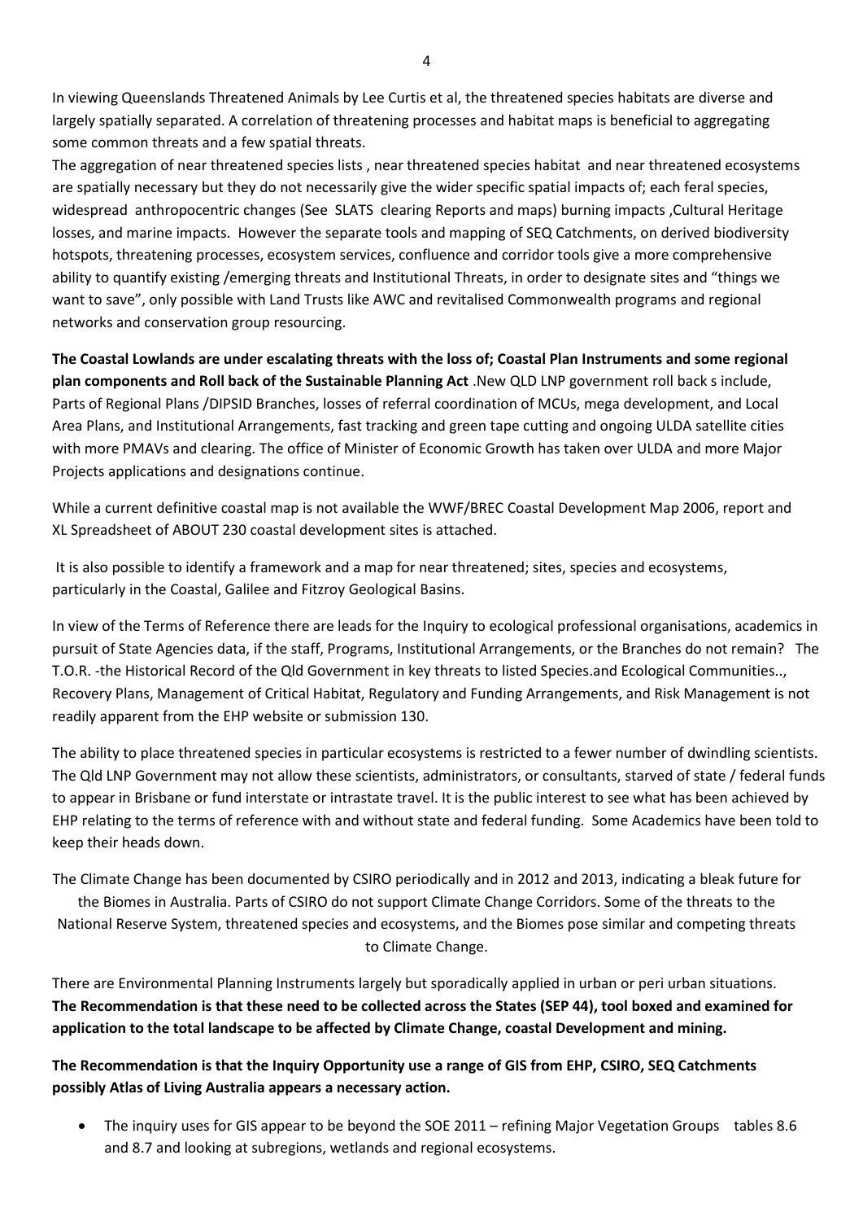In viewing Queenslands Threatened Animals by Lee Curtis et al, the threatened species habitats are diverse and largely spatially separated. A correlation of threatening processes and habitat maps is beneficial to aggregating some common threats and a few spatial threats.

The aggregation of near threatened species lists , near threatened species habitat and near threatened ecosystems are spatially necessary but they do not necessarily give the wider specific spatial impacts of; each feral species, widespread anthropocentric changes (See SLATS clearing Reports and maps) burning impacts ,Cultural Heritage losses, and marine impacts. However the separate tools and mapping of SEQ Catchments, on derived biodiversity hotspots, threatening processes, ecosystem services, confluence and corridor tools give a more comprehensive ability to quantify existing /emerging threats and Institutional Threats, in order to designate sites and "things we want to save", only possible with Land Trusts like AWC and revitalised Commonwealth programs and regional networks and conservation group resourcing.

**The Coastal Lowlands are under escalating threats with the loss of; Coastal Plan Instruments and some regional plan components and Roll back of the Sustainable Planning Act** .New QLD LNP government roll back s include, Parts of Regional Plans /DIPSID Branches, losses of referral coordination of MCUs, mega development, and Local Area Plans, and Institutional Arrangements, fast tracking and green tape cutting and ongoing ULDA satellite cities with more PMAVs and clearing. The office of Minister of Economic Growth has taken over ULDA and more Major Projects applications and designations continue.

While a current definitive coastal map is not available the WWF/BREC Coastal Development Map 2006, report and XL Spreadsheet of ABOUT 230 coastal development sites is attached.

It is also possible to identify a framework and a map for near threatened; sites, species and ecosystems, particularly in the Coastal, Galilee and Fitzroy Geological Basins.

In view of the Terms of Reference there are leads for the Inquiry to ecological professional organisations, academics in pursuit of State Agencies data, if the staff, Programs, Institutional Arrangements, or the Branches do not remain? The T.O.R. -the Historical Record of the Qld Government in key threats to listed Species.and Ecological Communities.., Recovery Plans, Management of Critical Habitat, Regulatory and Funding Arrangements, and Risk Management is not readily apparent from the EHP website or submission 130.

The ability to place threatened species in particular ecosystems is restricted to a fewer number of dwindling scientists. The Qld LNP Government may not allow these scientists, administrators, or consultants, starved of state / federal funds to appear in Brisbane or fund interstate or intrastate travel. It is the public interest to see what has been achieved by EHP relating to the terms of reference with and without state and federal funding. Some Academics have been told to keep their heads down.

The Climate Change has been documented by CSIRO periodically and in 2012 and 2013, indicating a bleak future for the Biomes in Australia. Parts of CSIRO do not support Climate Change Corridors. Some of the threats to the National Reserve System, threatened species and ecosystems, and the Biomes pose similar and competing threats to Climate Change.

There are Environmental Planning Instruments largely but sporadically applied in urban or peri urban situations. **The Recommendation is that these need to be collected across the States (SEP 44), tool boxed and examined for application to the total landscape to be affected by Climate Change, coastal Development and mining.**

**The Recommendation is that the Inquiry Opportunity use a range of GIS from EHP, CSIRO, SEQ Catchments possibly Atlas of Living Australia appears a necessary action.**

- The inquiry uses for GIS appear to be beyond the SOE 2011 – refining Major Vegetation Groups tables 8.6 and 8.7 and looking at subregions, wetlands and regional ecosystems.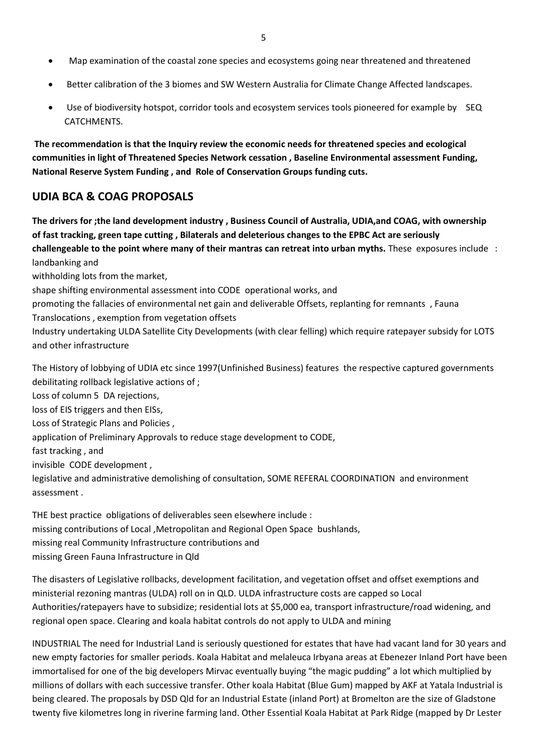- Map examination of the coastal zone species and ecosystems going near threatened and threatened
- Better calibration of the 3 biomes and SW Western Australia for Climate Change Affected landscapes.
- Use of biodiversity hotspot, corridor tools and ecosystem services tools pioneered for example by SEQ CATCHMENTS.

**The recommendation is that the Inquiry review the economic needs for threatened species and ecological communities in light of Threatened Species Network cessation , Baseline Environmental assessment Funding, National Reserve System Funding , and Role of Conservation Groups funding cuts.**

## UDIA BCA & COAG PROPOSALS

**The drivers for ;the land development industry , Business Council of Australia, UDIA,and COAG, with ownership of fast tracking, green tape cutting , Bilaterals and deleterious changes to the EPBC Act are seriously challengeable to the point where many of their mantras can retreat into urban myths.** These exposures include :
landbanking and
withholding lots from the market,
shape shifting environmental assessment into CODE operational works, and
promoting the fallacies of environmental net gain and deliverable Offsets, replanting for remnants , Fauna Translocations , exemption from vegetation offsets
Industry undertaking ULDA Satellite City Developments (with clear felling) which require ratepayer subsidy for LOTS and other infrastructure

The History of lobbying of UDIA etc since 1997(Unfinished Business) features the respective captured governments debilitating rollback legislative actions of ;
Loss of column 5 DA rejections,
loss of EIS triggers and then EISs,
Loss of Strategic Plans and Policies ,
application of Preliminary Approvals to reduce stage development to CODE,
fast tracking , and
invisible CODE development ,
legislative and administrative demolishing of consultation, SOME REFERAL COORDINATION and environment assessment .

THE best practice obligations of deliverables seen elsewhere include :
missing contributions of Local ,Metropolitan and Regional Open Space bushlands,
missing real Community Infrastructure contributions and
missing Green Fauna Infrastructure in Qld

The disasters of Legislative rollbacks, development facilitation, and vegetation offset and offset exemptions and ministerial rezoning mantras (ULDA) roll on in QLD. ULDA infrastructure costs are capped so Local Authorities/ratepayers have to subsidize; residential lots at $5,000 ea, transport infrastructure/road widening, and regional open space. Clearing and koala habitat controls do not apply to ULDA and mining

INDUSTRIAL The need for Industrial Land is seriously questioned for estates that have had vacant land for 30 years and new empty factories for smaller periods. Koala Habitat and melaleuca Irbyana areas at Ebenezer Inland Port have been immortalised for one of the big developers Mirvac eventually buying "the magic pudding" a lot which multiplied by millions of dollars with each successive transfer. Other koala Habitat (Blue Gum) mapped by AKF at Yatala Industrial is being cleared. The proposals by DSD Qld for an Industrial Estate (inland Port) at Bromelton are the size of Gladstone twenty five kilometres long in riverine farming land. Other Essential Koala Habitat at Park Ridge (mapped by Dr Lester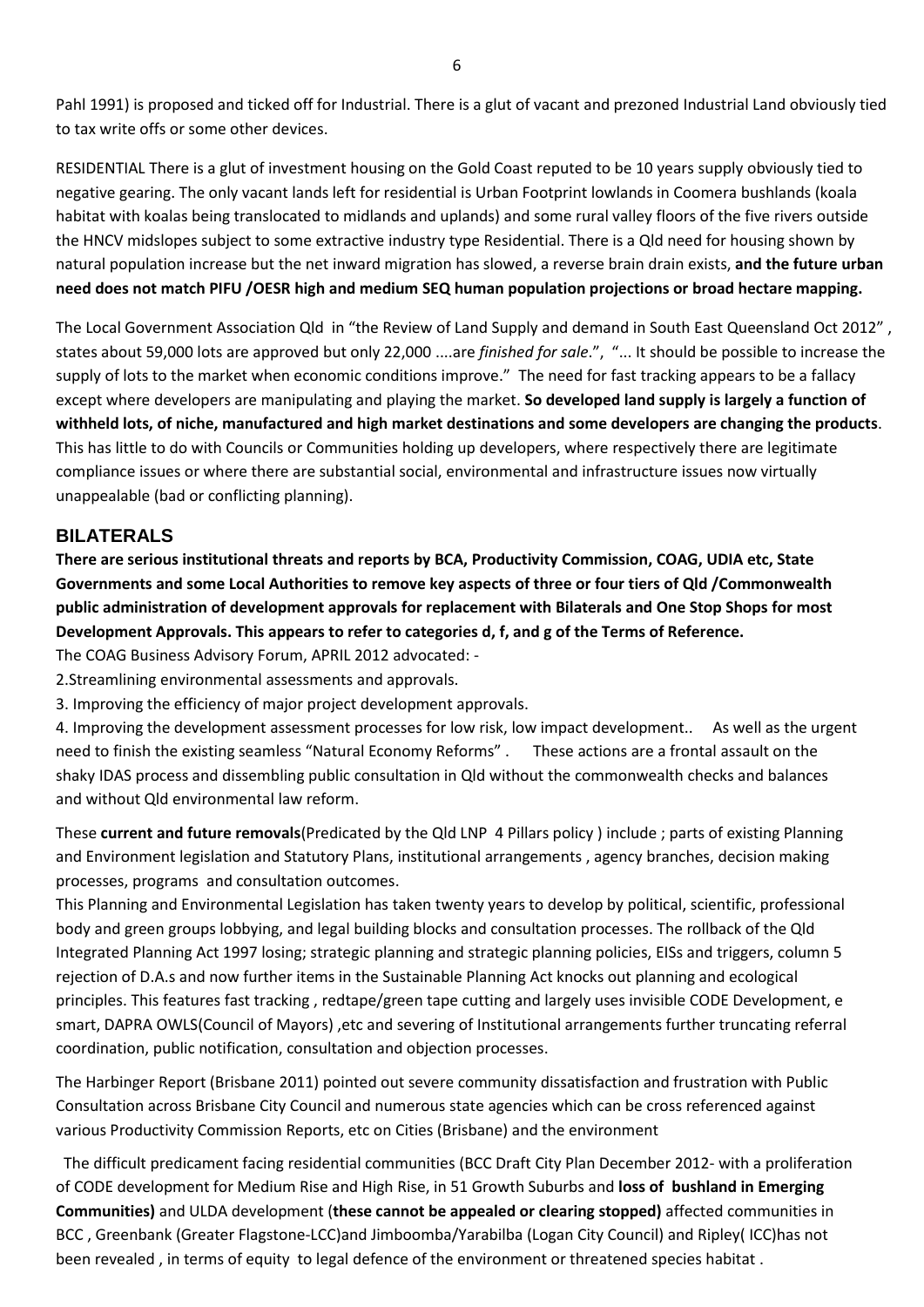Pahl 1991) is proposed and ticked off for Industrial. There is a glut of vacant and prezoned Industrial Land obviously tied to tax write offs or some other devices.

RESIDENTIAL There is a glut of investment housing on the Gold Coast reputed to be 10 years supply obviously tied to negative gearing. The only vacant lands left for residential is Urban Footprint lowlands in Coomera bushlands (koala habitat with koalas being translocated to midlands and uplands) and some rural valley floors of the five rivers outside the HNCV midslopes subject to some extractive industry type Residential. There is a Qld need for housing shown by natural population increase but the net inward migration has slowed, a reverse brain drain exists, **and the future urban need does not match PIFU /OESR high and medium SEQ human population projections or broad hectare mapping.**

The Local Government Association Qld in "the Review of Land Supply and demand in South East Queensland Oct 2012" , states about 59,000 lots are approved but only 22,000 ....are *finished for sale*.", "... It should be possible to increase the supply of lots to the market when economic conditions improve." The need for fast tracking appears to be a fallacy except where developers are manipulating and playing the market. **So developed land supply is largely a function of withheld lots, of niche, manufactured and high market destinations and some developers are changing the products**. This has little to do with Councils or Communities holding up developers, where respectively there are legitimate compliance issues or where there are substantial social, environmental and infrastructure issues now virtually unappealable (bad or conflicting planning).

## BILATERALS

**There are serious institutional threats and reports by BCA, Productivity Commission, COAG, UDIA etc, State Governments and some Local Authorities to remove key aspects of three or four tiers of Qld /Commonwealth public administration of development approvals for replacement with Bilaterals and One Stop Shops for most Development Approvals. This appears to refer to categories d, f, and g of the Terms of Reference.**

The COAG Business Advisory Forum, APRIL 2012 advocated: -

2.Streamlining environmental assessments and approvals.

3. Improving the efficiency of major project development approvals.

4. Improving the development assessment processes for low risk, low impact development.. As well as the urgent need to finish the existing seamless "Natural Economy Reforms" . These actions are a frontal assault on the shaky IDAS process and dissembling public consultation in Qld without the commonwealth checks and balances and without Qld environmental law reform.

These **current and future removals**(Predicated by the Qld LNP 4 Pillars policy ) include ; parts of existing Planning and Environment legislation and Statutory Plans, institutional arrangements , agency branches, decision making processes, programs and consultation outcomes.

This Planning and Environmental Legislation has taken twenty years to develop by political, scientific, professional body and green groups lobbying, and legal building blocks and consultation processes. The rollback of the Qld Integrated Planning Act 1997 losing; strategic planning and strategic planning policies, EISs and triggers, column 5 rejection of D.A.s and now further items in the Sustainable Planning Act knocks out planning and ecological principles. This features fast tracking , redtape/green tape cutting and largely uses invisible CODE Development, e smart, DAPRA OWLS(Council of Mayors) ,etc and severing of Institutional arrangements further truncating referral coordination, public notification, consultation and objection processes.

The Harbinger Report (Brisbane 2011) pointed out severe community dissatisfaction and frustration with Public Consultation across Brisbane City Council and numerous state agencies which can be cross referenced against various Productivity Commission Reports, etc on Cities (Brisbane) and the environment

The difficult predicament facing residential communities (BCC Draft City Plan December 2012- with a proliferation of CODE development for Medium Rise and High Rise, in 51 Growth Suburbs and **loss of bushland in Emerging Communities)** and ULDA development (**these cannot be appealed or clearing stopped)** affected communities in BCC , Greenbank (Greater Flagstone-LCC)and Jimboomba/Yarabilba (Logan City Council) and Ripley( ICC)has not been revealed , in terms of equity to legal defence of the environment or threatened species habitat .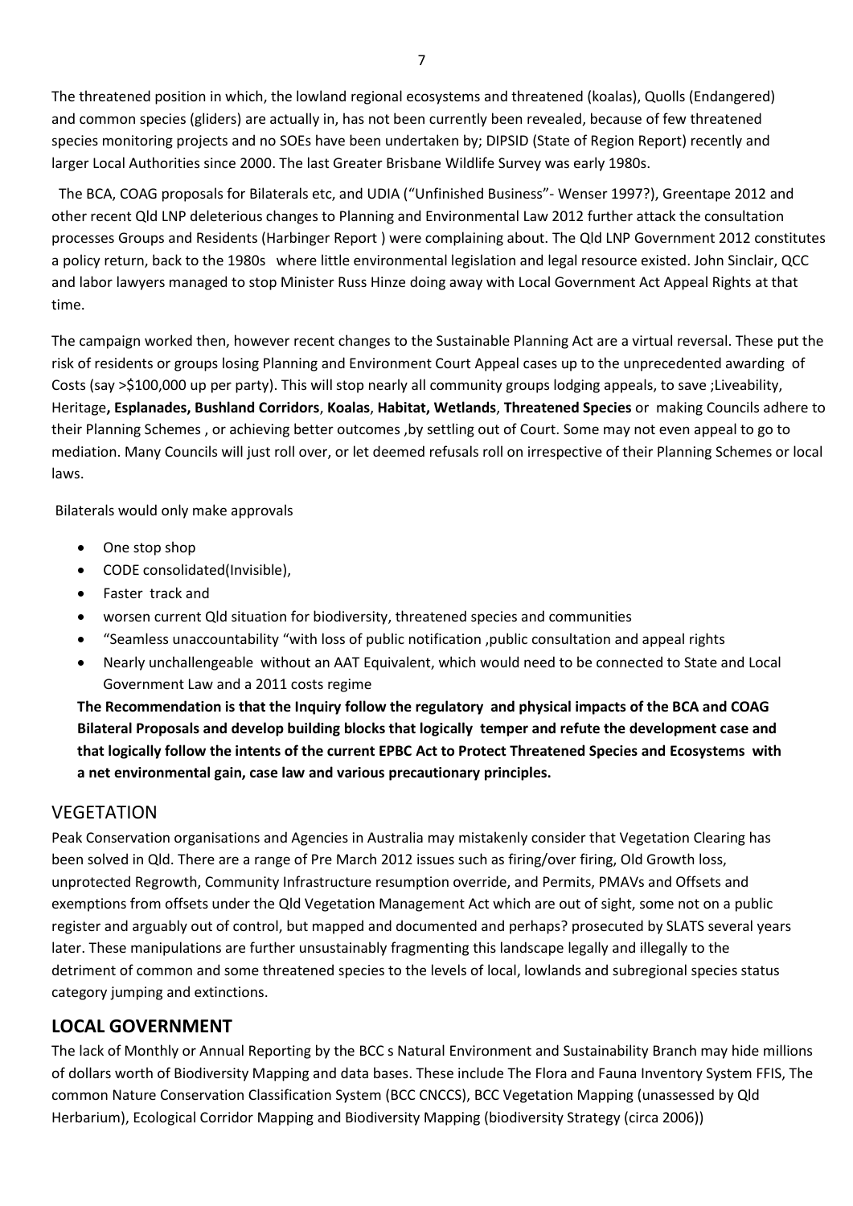The threatened position in which, the lowland regional ecosystems and threatened (koalas), Quolls (Endangered) and common species (gliders) are actually in, has not been currently been revealed, because of few threatened species monitoring projects and no SOEs have been undertaken by; DIPSID (State of Region Report) recently and larger Local Authorities since 2000. The last Greater Brisbane Wildlife Survey was early 1980s.

The BCA, COAG proposals for Bilaterals etc, and UDIA ("Unfinished Business"- Wenser 1997?), Greentape 2012 and other recent Qld LNP deleterious changes to Planning and Environmental Law 2012 further attack the consultation processes Groups and Residents (Harbinger Report ) were complaining about. The Qld LNP Government 2012 constitutes a policy return, back to the 1980s where little environmental legislation and legal resource existed. John Sinclair, QCC and labor lawyers managed to stop Minister Russ Hinze doing away with Local Government Act Appeal Rights at that time.

The campaign worked then, however recent changes to the Sustainable Planning Act are a virtual reversal. These put the risk of residents or groups losing Planning and Environment Court Appeal cases up to the unprecedented awarding of Costs (say >$100,000 up per party). This will stop nearly all community groups lodging appeals, to save ;Liveability, Heritage**, Esplanades, Bushland Corridors**, **Koalas**, **Habitat, Wetlands**, **Threatened Species** or making Councils adhere to their Planning Schemes , or achieving better outcomes ,by settling out of Court. Some may not even appeal to go to mediation. Many Councils will just roll over, or let deemed refusals roll on irrespective of their Planning Schemes or local laws.

Bilaterals would only make approvals

- One stop shop
- CODE consolidated(Invisible),
- Faster track and
- worsen current Qld situation for biodiversity, threatened species and communities
- "Seamless unaccountability "with loss of public notification ,public consultation and appeal rights
- Nearly unchallengeable without an AAT Equivalent, which would need to be connected to State and Local Government Law and a 2011 costs regime

**The Recommendation is that the Inquiry follow the regulatory and physical impacts of the BCA and COAG Bilateral Proposals and develop building blocks that logically temper and refute the development case and that logically follow the intents of the current EPBC Act to Protect Threatened Species and Ecosystems with a net environmental gain, case law and various precautionary principles.**

## VEGETATION

Peak Conservation organisations and Agencies in Australia may mistakenly consider that Vegetation Clearing has been solved in Qld. There are a range of Pre March 2012 issues such as firing/over firing, Old Growth loss, unprotected Regrowth, Community Infrastructure resumption override, and Permits, PMAVs and Offsets and exemptions from offsets under the Qld Vegetation Management Act which are out of sight, some not on a public register and arguably out of control, but mapped and documented and perhaps? prosecuted by SLATS several years later. These manipulations are further unsustainably fragmenting this landscape legally and illegally to the detriment of common and some threatened species to the levels of local, lowlands and subregional species status category jumping and extinctions.

## LOCAL GOVERNMENT

The lack of Monthly or Annual Reporting by the BCC s Natural Environment and Sustainability Branch may hide millions of dollars worth of Biodiversity Mapping and data bases. These include The Flora and Fauna Inventory System FFIS, The common Nature Conservation Classification System (BCC CNCCS), BCC Vegetation Mapping (unassessed by Qld Herbarium), Ecological Corridor Mapping and Biodiversity Mapping (biodiversity Strategy (circa 2006))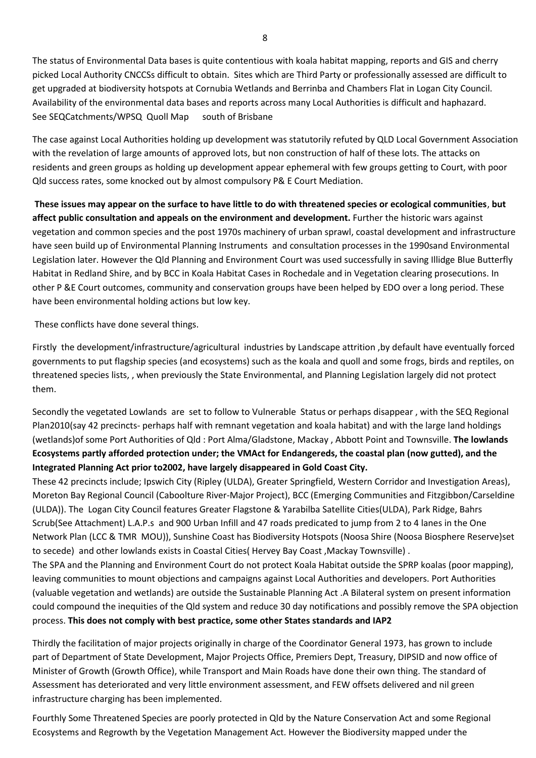The status of Environmental Data bases is quite contentious with koala habitat mapping, reports and GIS and cherry picked Local Authority CNCCSs difficult to obtain. Sites which are Third Party or professionally assessed are difficult to get upgraded at biodiversity hotspots at Cornubia Wetlands and Berrinba and Chambers Flat in Logan City Council. Availability of the environmental data bases and reports across many Local Authorities is difficult and haphazard. See SEQCatchments/WPSQ Quoll Map south of Brisbane

The case against Local Authorities holding up development was statutorily refuted by QLD Local Government Association with the revelation of large amounts of approved lots, but non construction of half of these lots. The attacks on residents and green groups as holding up development appear ephemeral with few groups getting to Court, with poor Qld success rates, some knocked out by almost compulsory P& E Court Mediation.

**These issues may appear on the surface to have little to do with threatened species or ecological communities, but affect public consultation and appeals on the environment and development.** Further the historic wars against vegetation and common species and the post 1970s machinery of urban sprawl, coastal development and infrastructure have seen build up of Environmental Planning Instruments and consultation processes in the 1990sand Environmental Legislation later. However the Qld Planning and Environment Court was used successfully in saving Illidge Blue Butterfly Habitat in Redland Shire, and by BCC in Koala Habitat Cases in Rochedale and in Vegetation clearing prosecutions. In other P &E Court outcomes, community and conservation groups have been helped by EDO over a long period. These have been environmental holding actions but low key.

These conflicts have done several things.

Firstly the development/infrastructure/agricultural industries by Landscape attrition ,by default have eventually forced governments to put flagship species (and ecosystems) such as the koala and quoll and some frogs, birds and reptiles, on threatened species lists, , when previously the State Environmental, and Planning Legislation largely did not protect them.

Secondly the vegetated Lowlands are set to follow to Vulnerable Status or perhaps disappear , with the SEQ Regional Plan2010(say 42 precincts- perhaps half with remnant vegetation and koala habitat) and with the large land holdings (wetlands)of some Port Authorities of Qld : Port Alma/Gladstone, Mackay , Abbott Point and Townsville. **The lowlands Ecosystems partly afforded protection under; the VMAct for Endangereds, the coastal plan (now gutted), and the Integrated Planning Act prior to2002, have largely disappeared in Gold Coast City.**

These 42 precincts include; Ipswich City (Ripley (ULDA), Greater Springfield, Western Corridor and Investigation Areas), Moreton Bay Regional Council (Caboolture River-Major Project), BCC (Emerging Communities and Fitzgibbon/Carseldine (ULDA)). The Logan City Council features Greater Flagstone & Yarabilba Satellite Cities(ULDA), Park Ridge, Bahrs Scrub(See Attachment) L.A.P.s and 900 Urban Infill and 47 roads predicated to jump from 2 to 4 lanes in the One Network Plan (LCC & TMR MOU)), Sunshine Coast has Biodiversity Hotspots (Noosa Shire (Noosa Biosphere Reserve)set to secede) and other lowlands exists in Coastal Cities( Hervey Bay Coast ,Mackay Townsville) .

The SPA and the Planning and Environment Court do not protect Koala Habitat outside the SPRP koalas (poor mapping), leaving communities to mount objections and campaigns against Local Authorities and developers. Port Authorities (valuable vegetation and wetlands) are outside the Sustainable Planning Act .A Bilateral system on present information could compound the inequities of the Qld system and reduce 30 day notifications and possibly remove the SPA objection process. **This does not comply with best practice, some other States standards and IAP2**

Thirdly the facilitation of major projects originally in charge of the Coordinator General 1973, has grown to include part of Department of State Development, Major Projects Office, Premiers Dept, Treasury, DIPSID and now office of Minister of Growth (Growth Office), while Transport and Main Roads have done their own thing. The standard of Assessment has deteriorated and very little environment assessment, and FEW offsets delivered and nil green infrastructure charging has been implemented.

Fourthly Some Threatened Species are poorly protected in Qld by the Nature Conservation Act and some Regional Ecosystems and Regrowth by the Vegetation Management Act. However the Biodiversity mapped under the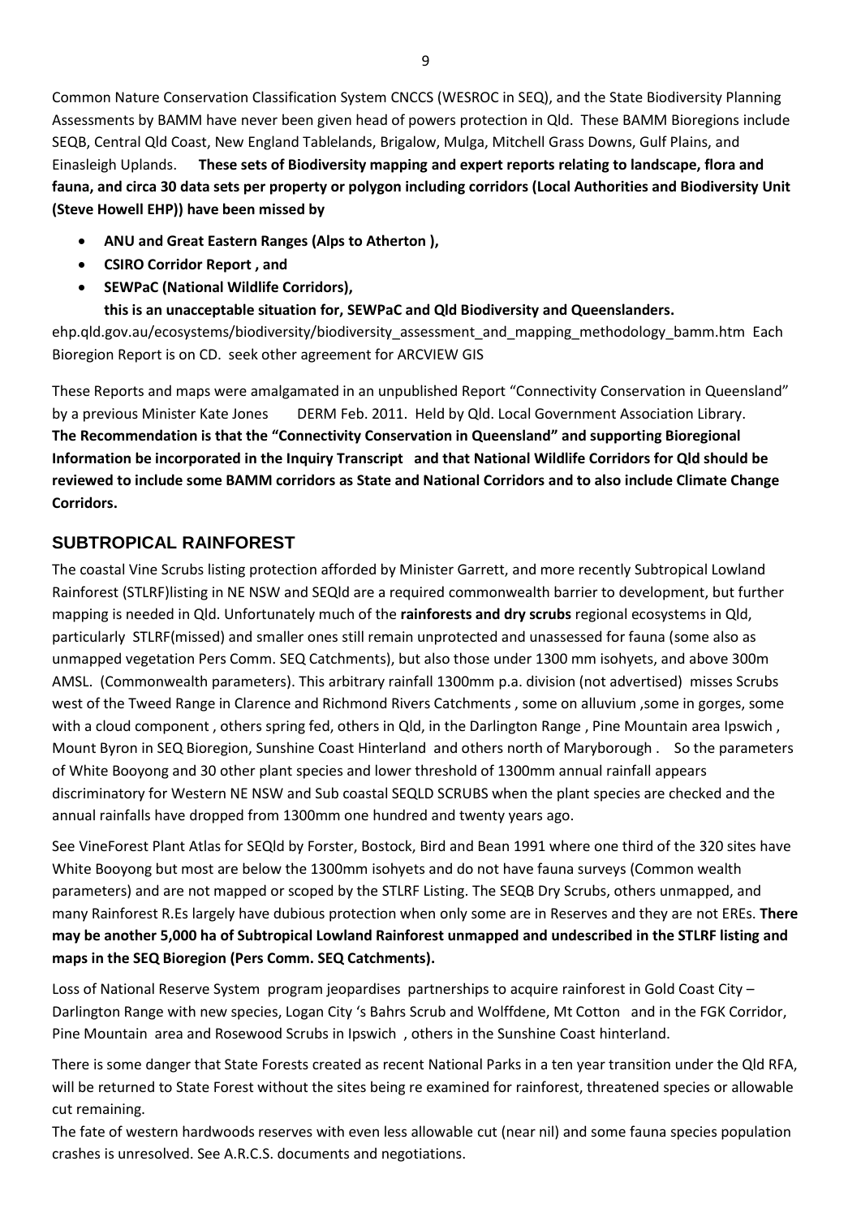Common Nature Conservation Classification System CNCCS (WESROC in SEQ), and the State Biodiversity Planning Assessments by BAMM have never been given head of powers protection in Qld. These BAMM Bioregions include SEQB, Central Qld Coast, New England Tablelands, Brigalow, Mulga, Mitchell Grass Downs, Gulf Plains, and Einasleigh Uplands. **These sets of Biodiversity mapping and expert reports relating to landscape, flora and fauna, and circa 30 data sets per property or polygon including corridors (Local Authorities and Biodiversity Unit (Steve Howell EHP)) have been missed by**

- **ANU and Great Eastern Ranges (Alps to Atherton ),**
- **CSIRO Corridor Report , and**
- **SEWPaC (National Wildlife Corridors),**

  **this is an unacceptable situation for, SEWPaC and Qld Biodiversity and Queenslanders.**

ehp.qld.gov.au/ecosystems/biodiversity/biodiversity_assessment_and_mapping_methodology_bamm.htm Each Bioregion Report is on CD. seek other agreement for ARCVIEW GIS

These Reports and maps were amalgamated in an unpublished Report "Connectivity Conservation in Queensland" by a previous Minister Kate Jones DERM Feb. 2011. Held by Qld. Local Government Association Library. **The Recommendation is that the "Connectivity Conservation in Queensland" and supporting Bioregional Information be incorporated in the Inquiry Transcript and that National Wildlife Corridors for Qld should be reviewed to include some BAMM corridors as State and National Corridors and to also include Climate Change Corridors.**

## SUBTROPICAL RAINFOREST

The coastal Vine Scrubs listing protection afforded by Minister Garrett, and more recently Subtropical Lowland Rainforest (STLRF)listing in NE NSW and SEQld are a required commonwealth barrier to development, but further mapping is needed in Qld. Unfortunately much of the **rainforests and dry scrubs** regional ecosystems in Qld, particularly STLRF(missed) and smaller ones still remain unprotected and unassessed for fauna (some also as unmapped vegetation Pers Comm. SEQ Catchments), but also those under 1300 mm isohyets, and above 300m AMSL. (Commonwealth parameters). This arbitrary rainfall 1300mm p.a. division (not advertised) misses Scrubs west of the Tweed Range in Clarence and Richmond Rivers Catchments , some on alluvium ,some in gorges, some with a cloud component , others spring fed, others in Qld, in the Darlington Range , Pine Mountain area Ipswich , Mount Byron in SEQ Bioregion, Sunshine Coast Hinterland and others north of Maryborough . So the parameters of White Booyong and 30 other plant species and lower threshold of 1300mm annual rainfall appears discriminatory for Western NE NSW and Sub coastal SEQLD SCRUBS when the plant species are checked and the annual rainfalls have dropped from 1300mm one hundred and twenty years ago.

See VineForest Plant Atlas for SEQld by Forster, Bostock, Bird and Bean 1991 where one third of the 320 sites have White Booyong but most are below the 1300mm isohyets and do not have fauna surveys (Common wealth parameters) and are not mapped or scoped by the STLRF Listing. The SEQB Dry Scrubs, others unmapped, and many Rainforest R.Es largely have dubious protection when only some are in Reserves and they are not EREs. **There may be another 5,000 ha of Subtropical Lowland Rainforest unmapped and undescribed in the STLRF listing and maps in the SEQ Bioregion (Pers Comm. SEQ Catchments).**

Loss of National Reserve System program jeopardises partnerships to acquire rainforest in Gold Coast City – Darlington Range with new species, Logan City 's Bahrs Scrub and Wolffdene, Mt Cotton and in the FGK Corridor, Pine Mountain area and Rosewood Scrubs in Ipswich , others in the Sunshine Coast hinterland.

There is some danger that State Forests created as recent National Parks in a ten year transition under the Qld RFA, will be returned to State Forest without the sites being re examined for rainforest, threatened species or allowable cut remaining.

The fate of western hardwoods reserves with even less allowable cut (near nil) and some fauna species population crashes is unresolved. See A.R.C.S. documents and negotiations.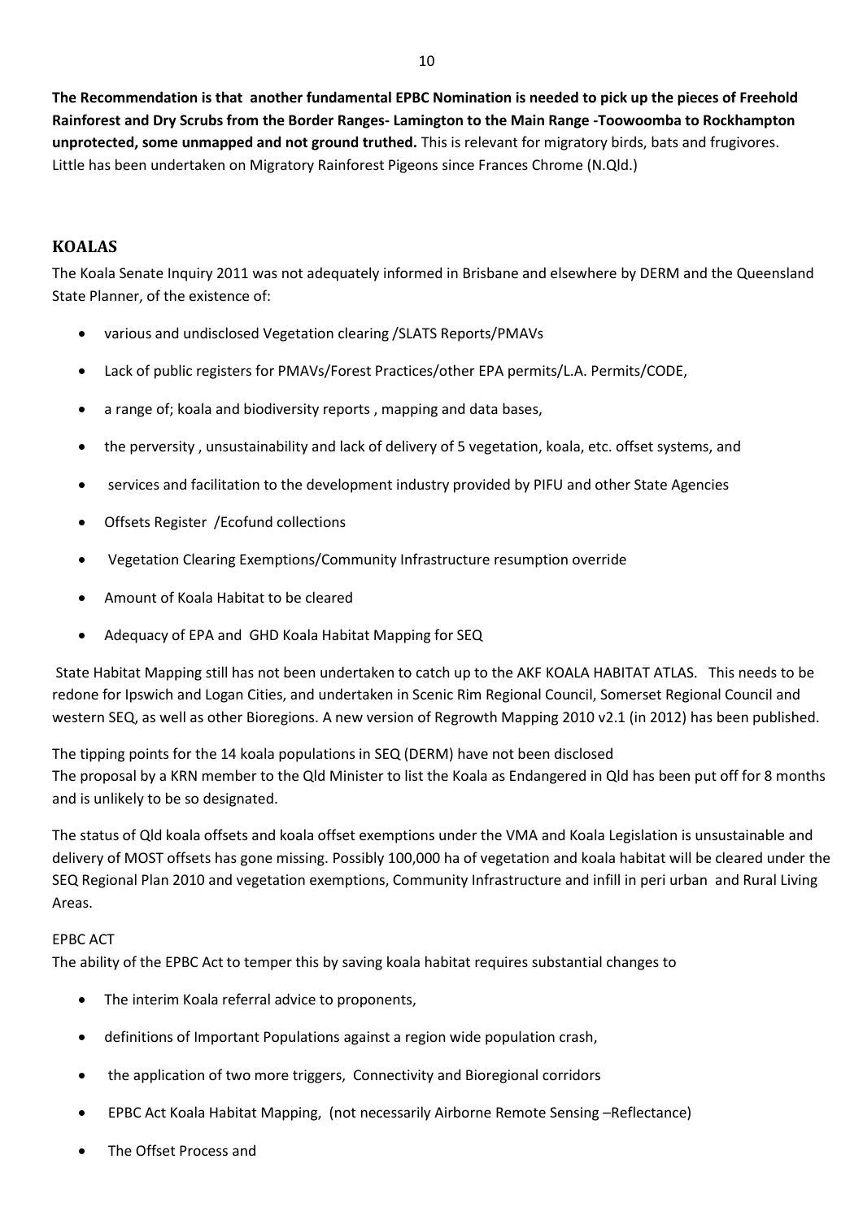**The Recommendation is that another fundamental EPBC Nomination is needed to pick up the pieces of Freehold Rainforest and Dry Scrubs from the Border Ranges- Lamington to the Main Range -Toowoomba to Rockhampton unprotected, some unmapped and not ground truthed.** This is relevant for migratory birds, bats and frugivores. Little has been undertaken on Migratory Rainforest Pigeons since Frances Chrome (N.Qld.)

## KOALAS

The Koala Senate Inquiry 2011 was not adequately informed in Brisbane and elsewhere by DERM and the Queensland State Planner, of the existence of:

- various and undisclosed Vegetation clearing /SLATS Reports/PMAVs
- Lack of public registers for PMAVs/Forest Practices/other EPA permits/L.A. Permits/CODE,
- a range of; koala and biodiversity reports , mapping and data bases,
- the perversity , unsustainability and lack of delivery of 5 vegetation, koala, etc. offset systems, and
- services and facilitation to the development industry provided by PIFU and other State Agencies
- Offsets Register /Ecofund collections
- Vegetation Clearing Exemptions/Community Infrastructure resumption override
- Amount of Koala Habitat to be cleared
- Adequacy of EPA and GHD Koala Habitat Mapping for SEQ

State Habitat Mapping still has not been undertaken to catch up to the AKF KOALA HABITAT ATLAS. This needs to be redone for Ipswich and Logan Cities, and undertaken in Scenic Rim Regional Council, Somerset Regional Council and western SEQ, as well as other Bioregions. A new version of Regrowth Mapping 2010 v2.1 (in 2012) has been published.

The tipping points for the 14 koala populations in SEQ (DERM) have not been disclosed
The proposal by a KRN member to the Qld Minister to list the Koala as Endangered in Qld has been put off for 8 months and is unlikely to be so designated.

The status of Qld koala offsets and koala offset exemptions under the VMA and Koala Legislation is unsustainable and delivery of MOST offsets has gone missing. Possibly 100,000 ha of vegetation and koala habitat will be cleared under the SEQ Regional Plan 2010 and vegetation exemptions, Community Infrastructure and infill in peri urban and Rural Living Areas.

EPBC ACT

The ability of the EPBC Act to temper this by saving koala habitat requires substantial changes to

- The interim Koala referral advice to proponents,
- definitions of Important Populations against a region wide population crash,
- the application of two more triggers, Connectivity and Bioregional corridors
- EPBC Act Koala Habitat Mapping, (not necessarily Airborne Remote Sensing –Reflectance)
- The Offset Process and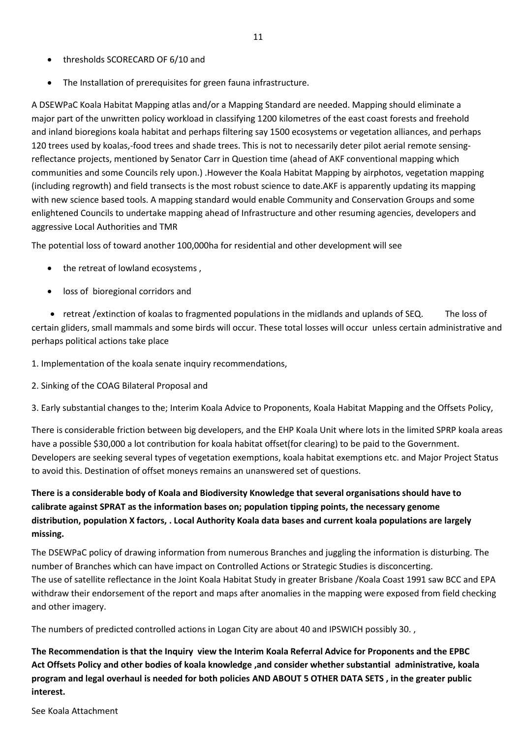- thresholds SCORECARD OF 6/10 and
- The Installation of prerequisites for green fauna infrastructure.

A DSEWPaC Koala Habitat Mapping atlas and/or a Mapping Standard are needed. Mapping should eliminate a major part of the unwritten policy workload in classifying 1200 kilometres of the east coast forests and freehold and inland bioregions koala habitat and perhaps filtering say 1500 ecosystems or vegetation alliances, and perhaps 120 trees used by koalas,-food trees and shade trees. This is not to necessarily deter pilot aerial remote sensing-reflectance projects, mentioned by Senator Carr in Question time (ahead of AKF conventional mapping which communities and some Councils rely upon.) .However the Koala Habitat Mapping by airphotos, vegetation mapping (including regrowth) and field transects is the most robust science to date.AKF is apparently updating its mapping with new science based tools. A mapping standard would enable Community and Conservation Groups and some enlightened Councils to undertake mapping ahead of Infrastructure and other resuming agencies, developers and aggressive Local Authorities and TMR

The potential loss of toward another 100,000ha for residential and other development will see

- the retreat of lowland ecosystems ,
- loss of bioregional corridors and
- retreat /extinction of koalas to fragmented populations in the midlands and uplands of SEQ. The loss of certain gliders, small mammals and some birds will occur. These total losses will occur unless certain administrative and perhaps political actions take place

1. Implementation of the koala senate inquiry recommendations,
2. Sinking of the COAG Bilateral Proposal and
3. Early substantial changes to the; Interim Koala Advice to Proponents, Koala Habitat Mapping and the Offsets Policy,

There is considerable friction between big developers, and the EHP Koala Unit where lots in the limited SPRP koala areas have a possible $30,000 a lot contribution for koala habitat offset(for clearing) to be paid to the Government. Developers are seeking several types of vegetation exemptions, koala habitat exemptions etc. and Major Project Status to avoid this. Destination of offset moneys remains an unanswered set of questions.

**There is a considerable body of Koala and Biodiversity Knowledge that several organisations should have to calibrate against SPRAT as the information bases on; population tipping points, the necessary genome distribution, population X factors, . Local Authority Koala data bases and current koala populations are largely missing.**

The DSEWPaC policy of drawing information from numerous Branches and juggling the information is disturbing. The number of Branches which can have impact on Controlled Actions or Strategic Studies is disconcerting.
The use of satellite reflectance in the Joint Koala Habitat Study in greater Brisbane /Koala Coast 1991 saw BCC and EPA withdraw their endorsement of the report and maps after anomalies in the mapping were exposed from field checking and other imagery.

The numbers of predicted controlled actions in Logan City are about 40 and IPSWICH possibly 30. ,

**The Recommendation is that the Inquiry view the Interim Koala Referral Advice for Proponents and the EPBC Act Offsets Policy and other bodies of koala knowledge ,and consider whether substantial administrative, koala program and legal overhaul is needed for both policies AND ABOUT 5 OTHER DATA SETS , in the greater public interest.**

See Koala Attachment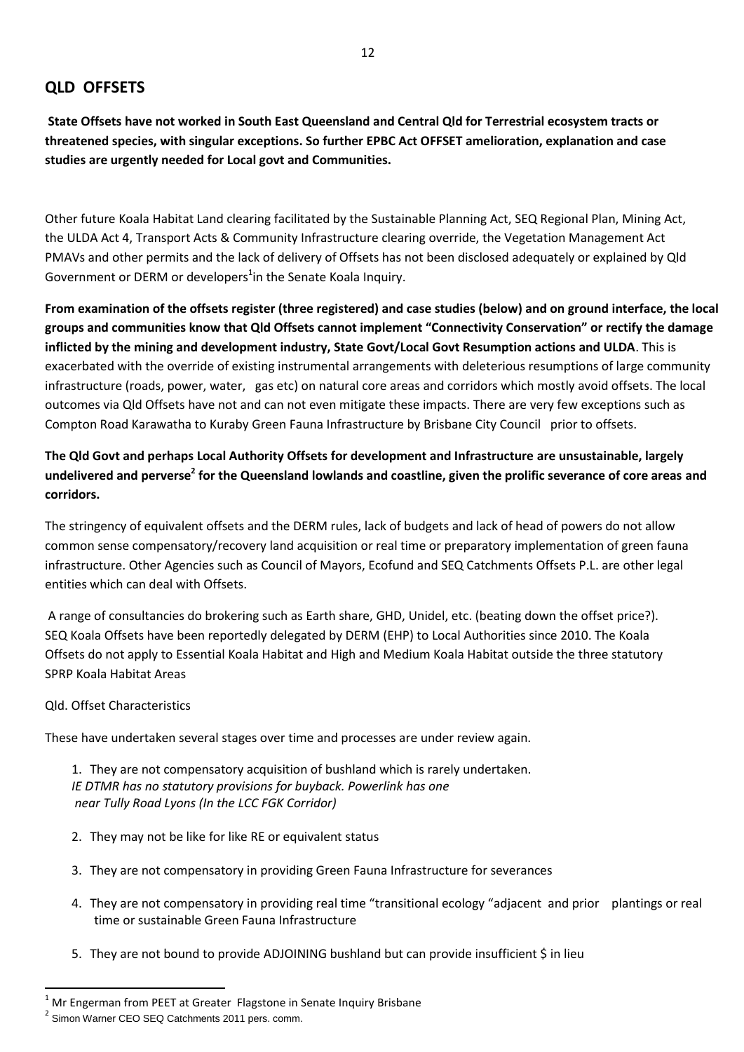## QLD OFFSETS

**State Offsets have not worked in South East Queensland and Central Qld for Terrestrial ecosystem tracts or threatened species, with singular exceptions. So further EPBC Act OFFSET amelioration, explanation and case studies are urgently needed for Local govt and Communities.**

Other future Koala Habitat Land clearing facilitated by the Sustainable Planning Act, SEQ Regional Plan, Mining Act, the ULDA Act 4, Transport Acts & Community Infrastructure clearing override, the Vegetation Management Act PMAVs and other permits and the lack of delivery of Offsets has not been disclosed adequately or explained by Qld Government or DERM or developers[1]in the Senate Koala Inquiry.

**From examination of the offsets register (three registered) and case studies (below) and on ground interface, the local groups and communities know that Qld Offsets cannot implement "Connectivity Conservation" or rectify the damage inflicted by the mining and development industry, State Govt/Local Govt Resumption actions and ULDA**. This is exacerbated with the override of existing instrumental arrangements with deleterious resumptions of large community infrastructure (roads, power, water, gas etc) on natural core areas and corridors which mostly avoid offsets. The local outcomes via Qld Offsets have not and can not even mitigate these impacts. There are very few exceptions such as Compton Road Karawatha to Kuraby Green Fauna Infrastructure by Brisbane City Council prior to offsets.

**The Qld Govt and perhaps Local Authority Offsets for development and Infrastructure are unsustainable, largely undelivered and perverse[2] for the Queensland lowlands and coastline, given the prolific severance of core areas and corridors.**

The stringency of equivalent offsets and the DERM rules, lack of budgets and lack of head of powers do not allow common sense compensatory/recovery land acquisition or real time or preparatory implementation of green fauna infrastructure. Other Agencies such as Council of Mayors, Ecofund and SEQ Catchments Offsets P.L. are other legal entities which can deal with Offsets.

A range of consultancies do brokering such as Earth share, GHD, Unidel, etc. (beating down the offset price?). SEQ Koala Offsets have been reportedly delegated by DERM (EHP) to Local Authorities since 2010. The Koala Offsets do not apply to Essential Koala Habitat and High and Medium Koala Habitat outside the three statutory SPRP Koala Habitat Areas

Qld. Offset Characteristics

These have undertaken several stages over time and processes are under review again.

1. They are not compensatory acquisition of bushland which is rarely undertaken.
   *IE DTMR has no statutory provisions for buyback. Powerlink has one near Tully Road Lyons (In the LCC FGK Corridor)*

2. They may not be like for like RE or equivalent status

3. They are not compensatory in providing Green Fauna Infrastructure for severances

4. They are not compensatory in providing real time "transitional ecology "adjacent and prior plantings or real time or sustainable Green Fauna Infrastructure

5. They are not bound to provide ADJOINING bushland but can provide insufficient $ in lieu

---

[1] Mr Engerman from PEET at Greater Flagstone in Senate Inquiry Brisbane

[2] Simon Warner CEO SEQ Catchments 2011 pers. comm.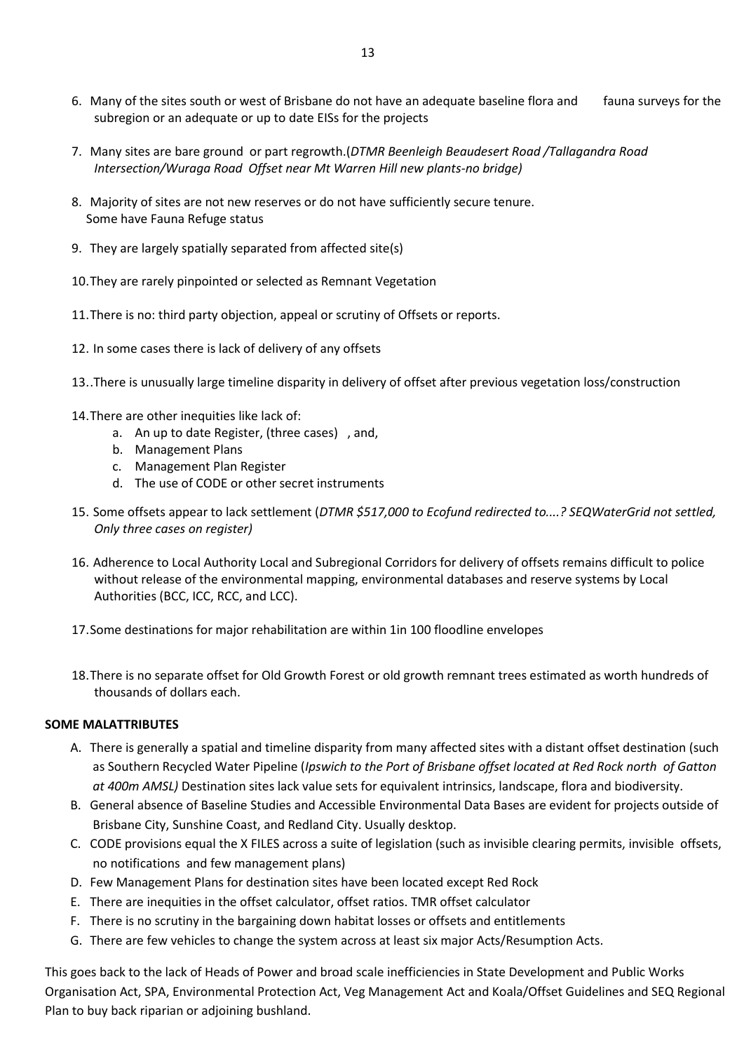6. Many of the sites south or west of Brisbane do not have an adequate baseline flora and fauna surveys for the subregion or an adequate or up to date EISs for the projects

7. Many sites are bare ground or part regrowth.(*DTMR Beenleigh Beaudesert Road /Tallagandra Road Intersection/Wuraga Road Offset near Mt Warren Hill new plants-no bridge)*

8. Majority of sites are not new reserves or do not have sufficiently secure tenure. Some have Fauna Refuge status

9. They are largely spatially separated from affected site(s)

10. They are rarely pinpointed or selected as Remnant Vegetation

11. There is no: third party objection, appeal or scrutiny of Offsets or reports.

12. In some cases there is lack of delivery of any offsets

13. .There is unusually large timeline disparity in delivery of offset after previous vegetation loss/construction

14. There are other inequities like lack of:
    a. An up to date Register, (three cases) , and,
    b. Management Plans
    c. Management Plan Register
    d. The use of CODE or other secret instruments

15. Some offsets appear to lack settlement (*DTMR $517,000 to Ecofund redirected to....? SEQWaterGrid not settled, Only three cases on register)*

16. Adherence to Local Authority Local and Subregional Corridors for delivery of offsets remains difficult to police without release of the environmental mapping, environmental databases and reserve systems by Local Authorities (BCC, ICC, RCC, and LCC).

17. Some destinations for major rehabilitation are within 1in 100 floodline envelopes

18. There is no separate offset for Old Growth Forest or old growth remnant trees estimated as worth hundreds of thousands of dollars each.

**SOME MALATTRIBUTES**

A. There is generally a spatial and timeline disparity from many affected sites with a distant offset destination (such as Southern Recycled Water Pipeline (*Ipswich to the Port of Brisbane offset located at Red Rock north of Gatton at 400m AMSL)* Destination sites lack value sets for equivalent intrinsics, landscape, flora and biodiversity.
B. General absence of Baseline Studies and Accessible Environmental Data Bases are evident for projects outside of Brisbane City, Sunshine Coast, and Redland City. Usually desktop.
C. CODE provisions equal the X FILES across a suite of legislation (such as invisible clearing permits, invisible offsets, no notifications and few management plans)
D. Few Management Plans for destination sites have been located except Red Rock
E. There are inequities in the offset calculator, offset ratios. TMR offset calculator
F. There is no scrutiny in the bargaining down habitat losses or offsets and entitlements
G. There are few vehicles to change the system across at least six major Acts/Resumption Acts.

This goes back to the lack of Heads of Power and broad scale inefficiencies in State Development and Public Works Organisation Act, SPA, Environmental Protection Act, Veg Management Act and Koala/Offset Guidelines and SEQ Regional Plan to buy back riparian or adjoining bushland.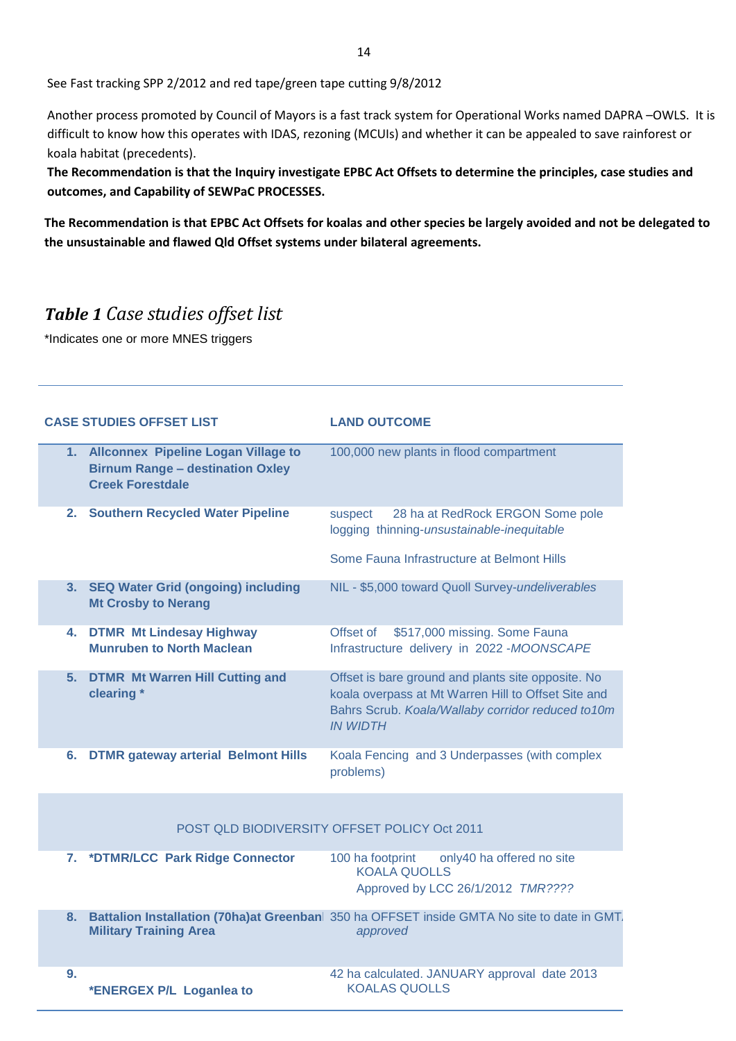See Fast tracking SPP 2/2012 and red tape/green tape cutting 9/8/2012

Another process promoted by Council of Mayors is a fast track system for Operational Works named DAPRA –OWLS. It is difficult to know how this operates with IDAS, rezoning (MCUIs) and whether it can be appealed to save rainforest or koala habitat (precedents).

**The Recommendation is that the Inquiry investigate EPBC Act Offsets to determine the principles, case studies and outcomes, and Capability of SEWPaC PROCESSES.**

**The Recommendation is that EPBC Act Offsets for koalas and other species be largely avoided and not be delegated to the unsustainable and flawed Qld Offset systems under bilateral agreements.**

## ***Table 1*** *Case studies offset list*

*Indicates one or more MNES triggers

| CASE STUDIES OFFSET LIST | LAND OUTCOME |
|---|---|
| **1. Allconnex Pipeline Logan Village to Birnum Range – destination Oxley Creek Forestdale** | 100,000 new plants in flood compartment |
| **2. Southern Recycled Water Pipeline** | suspect 28 ha at RedRock ERGON Some pole logging thinning-*unsustainable-inequitable*<br><br>Some Fauna Infrastructure at Belmont Hills |
| **3. SEQ Water Grid (ongoing) including Mt Crosby to Nerang** | NIL - $5,000 toward Quoll Survey-*undeliverables* |
| **4. DTMR Mt Lindesay Highway Munruben to North Maclean** | Offset of $517,000 missing. Some Fauna Infrastructure delivery in 2022 -*MOONSCAPE* |
| **5. DTMR Mt Warren Hill Cutting and clearing *** | Offset is bare ground and plants site opposite. No koala overpass at Mt Warren Hill to Offset Site and Bahrs Scrub. *Koala/Wallaby corridor reduced to10m IN WIDTH* |
| **6. DTMR gateway arterial Belmont Hills** | Koala Fencing and 3 Underpasses (with complex problems) |
| POST QLD BIODIVERSITY OFFSET POLICY Oct 2011 | |
| **7. *DTMR/LCC Park Ridge Connector** | 100 ha footprint only40 ha offered no site KOALA QUOLLS Approved by LCC 26/1/2012 *TMR????* |
| **8. Battalion Installation (70ha)at Greenbank Military Training Area** | 350 ha OFFSET inside GMTA No site to date in GMTA *approved* |
| **9. *ENERGEX P/L Loganlea to** | 42 ha calculated. JANUARY approval date 2013 KOALAS QUOLLS |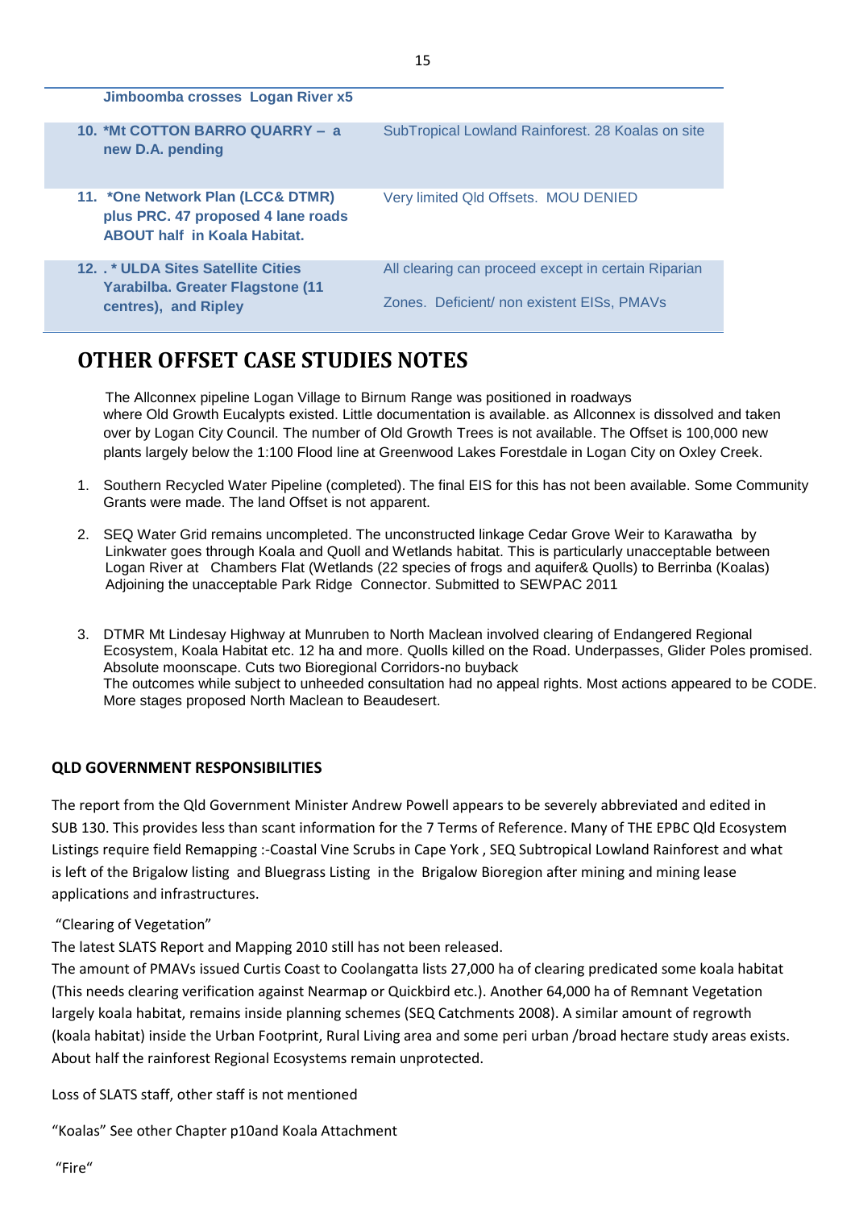| | |
|---|---|
| **Jimboomba crosses Logan River x5** | |
| **10. *Mt COTTON BARRO QUARRY – a new D.A. pending** | SubTropical Lowland Rainforest. 28 Koalas on site |
| **11. *One Network Plan (LCC& DTMR) plus PRC. 47 proposed 4 lane roads ABOUT half in Koala Habitat.** | Very limited Qld Offsets. MOU DENIED |
| **12. . * ULDA Sites Satellite Cities Yarabilba. Greater Flagstone (11 centres), and Ripley** | All clearing can proceed except in certain Riparian Zones. Deficient/ non existent EISs, PMAVs |

# OTHER OFFSET CASE STUDIES NOTES

The Allconnex pipeline Logan Village to Birnum Range was positioned in roadways where Old Growth Eucalypts existed. Little documentation is available. as Allconnex is dissolved and taken over by Logan City Council. The number of Old Growth Trees is not available. The Offset is 100,000 new plants largely below the 1:100 Flood line at Greenwood Lakes Forestdale in Logan City on Oxley Creek.

1. Southern Recycled Water Pipeline (completed). The final EIS for this has not been available. Some Community Grants were made. The land Offset is not apparent.

2. SEQ Water Grid remains uncompleted. The unconstructed linkage Cedar Grove Weir to Karawatha by Linkwater goes through Koala and Quoll and Wetlands habitat. This is particularly unacceptable between Logan River at Chambers Flat (Wetlands (22 species of frogs and aquifer& Quolls) to Berrinba (Koalas) Adjoining the unacceptable Park Ridge Connector. Submitted to SEWPAC 2011

3. DTMR Mt Lindesay Highway at Munruben to North Maclean involved clearing of Endangered Regional Ecosystem, Koala Habitat etc. 12 ha and more. Quolls killed on the Road. Underpasses, Glider Poles promised. Absolute moonscape. Cuts two Bioregional Corridors-no buyback
The outcomes while subject to unheeded consultation had no appeal rights. Most actions appeared to be CODE. More stages proposed North Maclean to Beaudesert.

### QLD GOVERNMENT RESPONSIBILITIES

The report from the Qld Government Minister Andrew Powell appears to be severely abbreviated and edited in SUB 130. This provides less than scant information for the 7 Terms of Reference. Many of THE EPBC Qld Ecosystem Listings require field Remapping :-Coastal Vine Scrubs in Cape York , SEQ Subtropical Lowland Rainforest and what is left of the Brigalow listing and Bluegrass Listing in the Brigalow Bioregion after mining and mining lease applications and infrastructures.

"Clearing of Vegetation"
The latest SLATS Report and Mapping 2010 still has not been released.
The amount of PMAVs issued Curtis Coast to Coolangatta lists 27,000 ha of clearing predicated some koala habitat (This needs clearing verification against Nearmap or Quickbird etc.). Another 64,000 ha of Remnant Vegetation largely koala habitat, remains inside planning schemes (SEQ Catchments 2008). A similar amount of regrowth (koala habitat) inside the Urban Footprint, Rural Living area and some peri urban /broad hectare study areas exists. About half the rainforest Regional Ecosystems remain unprotected.

Loss of SLATS staff, other staff is not mentioned

"Koalas" See other Chapter p10and Koala Attachment

"Fire"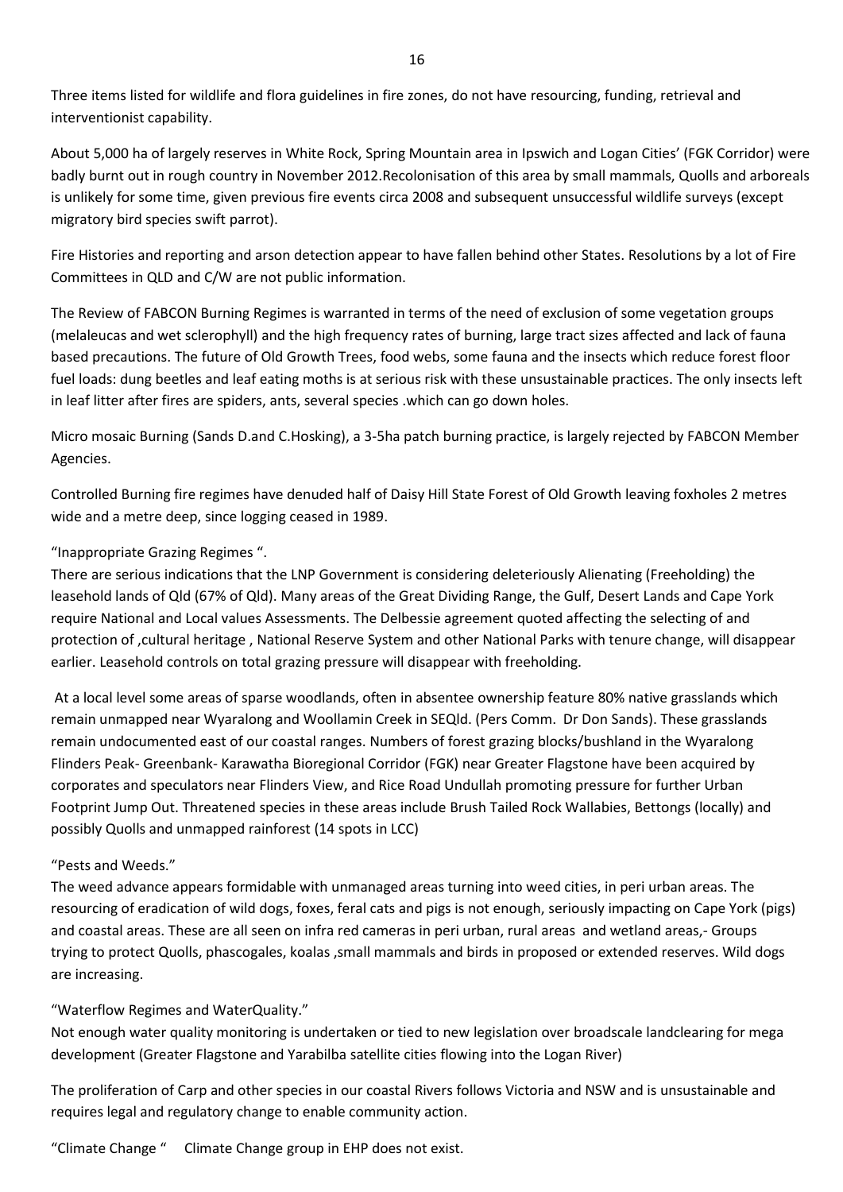Three items listed for wildlife and flora guidelines in fire zones, do not have resourcing, funding, retrieval and interventionist capability.

About 5,000 ha of largely reserves in White Rock, Spring Mountain area in Ipswich and Logan Cities' (FGK Corridor) were badly burnt out in rough country in November 2012.Recolonisation of this area by small mammals, Quolls and arboreals is unlikely for some time, given previous fire events circa 2008 and subsequent unsuccessful wildlife surveys (except migratory bird species swift parrot).

Fire Histories and reporting and arson detection appear to have fallen behind other States. Resolutions by a lot of Fire Committees in QLD and C/W are not public information.

The Review of FABCON Burning Regimes is warranted in terms of the need of exclusion of some vegetation groups (melaleucas and wet sclerophyll) and the high frequency rates of burning, large tract sizes affected and lack of fauna based precautions. The future of Old Growth Trees, food webs, some fauna and the insects which reduce forest floor fuel loads: dung beetles and leaf eating moths is at serious risk with these unsustainable practices. The only insects left in leaf litter after fires are spiders, ants, several species .which can go down holes.

Micro mosaic Burning (Sands D.and C.Hosking), a 3-5ha patch burning practice, is largely rejected by FABCON Member Agencies.

Controlled Burning fire regimes have denuded half of Daisy Hill State Forest of Old Growth leaving foxholes 2 metres wide and a metre deep, since logging ceased in 1989.

"Inappropriate Grazing Regimes ".
There are serious indications that the LNP Government is considering deleteriously Alienating (Freeholding) the leasehold lands of Qld (67% of Qld). Many areas of the Great Dividing Range, the Gulf, Desert Lands and Cape York require National and Local values Assessments. The Delbessie agreement quoted affecting the selecting of and protection of ,cultural heritage , National Reserve System and other National Parks with tenure change, will disappear earlier. Leasehold controls on total grazing pressure will disappear with freeholding.

At a local level some areas of sparse woodlands, often in absentee ownership feature 80% native grasslands which remain unmapped near Wyaralong and Woollamin Creek in SEQld. (Pers Comm. Dr Don Sands). These grasslands remain undocumented east of our coastal ranges. Numbers of forest grazing blocks/bushland in the Wyaralong Flinders Peak- Greenbank- Karawatha Bioregional Corridor (FGK) near Greater Flagstone have been acquired by corporates and speculators near Flinders View, and Rice Road Undullah promoting pressure for further Urban Footprint Jump Out. Threatened species in these areas include Brush Tailed Rock Wallabies, Bettongs (locally) and possibly Quolls and unmapped rainforest (14 spots in LCC)

"Pests and Weeds."
The weed advance appears formidable with unmanaged areas turning into weed cities, in peri urban areas. The resourcing of eradication of wild dogs, foxes, feral cats and pigs is not enough, seriously impacting on Cape York (pigs) and coastal areas. These are all seen on infra red cameras in peri urban, rural areas and wetland areas,- Groups trying to protect Quolls, phascogales, koalas ,small mammals and birds in proposed or extended reserves. Wild dogs are increasing.

"Waterflow Regimes and WaterQuality."
Not enough water quality monitoring is undertaken or tied to new legislation over broadscale landclearing for mega development (Greater Flagstone and Yarabilba satellite cities flowing into the Logan River)

The proliferation of Carp and other species in our coastal Rivers follows Victoria and NSW and is unsustainable and requires legal and regulatory change to enable community action.

"Climate Change " Climate Change group in EHP does not exist.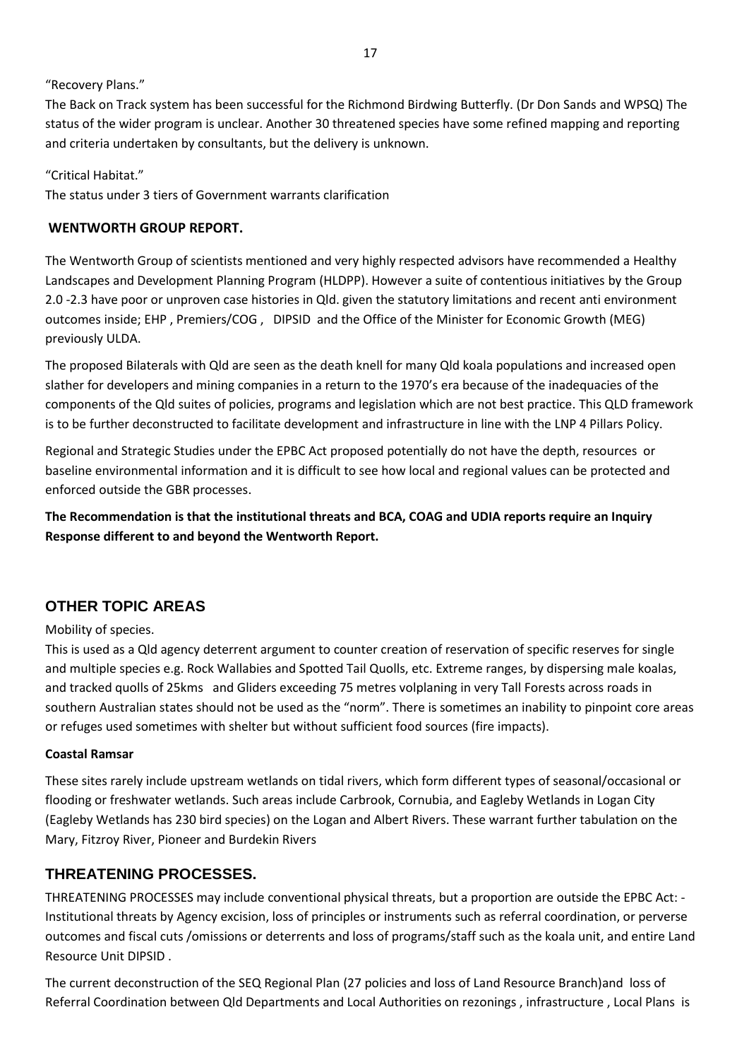"Recovery Plans."

The Back on Track system has been successful for the Richmond Birdwing Butterfly. (Dr Don Sands and WPSQ) The status of the wider program is unclear. Another 30 threatened species have some refined mapping and reporting and criteria undertaken by consultants, but the delivery is unknown.

"Critical Habitat."

The status under 3 tiers of Government warrants clarification

### WENTWORTH GROUP REPORT.

The Wentworth Group of scientists mentioned and very highly respected advisors have recommended a Healthy Landscapes and Development Planning Program (HLDPP). However a suite of contentious initiatives by the Group 2.0 -2.3 have poor or unproven case histories in Qld. given the statutory limitations and recent anti environment outcomes inside; EHP , Premiers/COG , DIPSID and the Office of the Minister for Economic Growth (MEG) previously ULDA.

The proposed Bilaterals with Qld are seen as the death knell for many Qld koala populations and increased open slather for developers and mining companies in a return to the 1970's era because of the inadequacies of the components of the Qld suites of policies, programs and legislation which are not best practice. This QLD framework is to be further deconstructed to facilitate development and infrastructure in line with the LNP 4 Pillars Policy.

Regional and Strategic Studies under the EPBC Act proposed potentially do not have the depth, resources or baseline environmental information and it is difficult to see how local and regional values can be protected and enforced outside the GBR processes.

**The Recommendation is that the institutional threats and BCA, COAG and UDIA reports require an Inquiry Response different to and beyond the Wentworth Report.**

## OTHER TOPIC AREAS

Mobility of species.

This is used as a Qld agency deterrent argument to counter creation of reservation of specific reserves for single and multiple species e.g. Rock Wallabies and Spotted Tail Quolls, etc. Extreme ranges, by dispersing male koalas, and tracked quolls of 25kms and Gliders exceeding 75 metres volplaning in very Tall Forests across roads in southern Australian states should not be used as the "norm". There is sometimes an inability to pinpoint core areas or refuges used sometimes with shelter but without sufficient food sources (fire impacts).

**Coastal Ramsar**

These sites rarely include upstream wetlands on tidal rivers, which form different types of seasonal/occasional or flooding or freshwater wetlands. Such areas include Carbrook, Cornubia, and Eagleby Wetlands in Logan City (Eagleby Wetlands has 230 bird species) on the Logan and Albert Rivers. These warrant further tabulation on the Mary, Fitzroy River, Pioneer and Burdekin Rivers

## THREATENING PROCESSES.

THREATENING PROCESSES may include conventional physical threats, but a proportion are outside the EPBC Act: - Institutional threats by Agency excision, loss of principles or instruments such as referral coordination, or perverse outcomes and fiscal cuts /omissions or deterrents and loss of programs/staff such as the koala unit, and entire Land Resource Unit DIPSID .

The current deconstruction of the SEQ Regional Plan (27 policies and loss of Land Resource Branch)and loss of Referral Coordination between Qld Departments and Local Authorities on rezonings , infrastructure , Local Plans is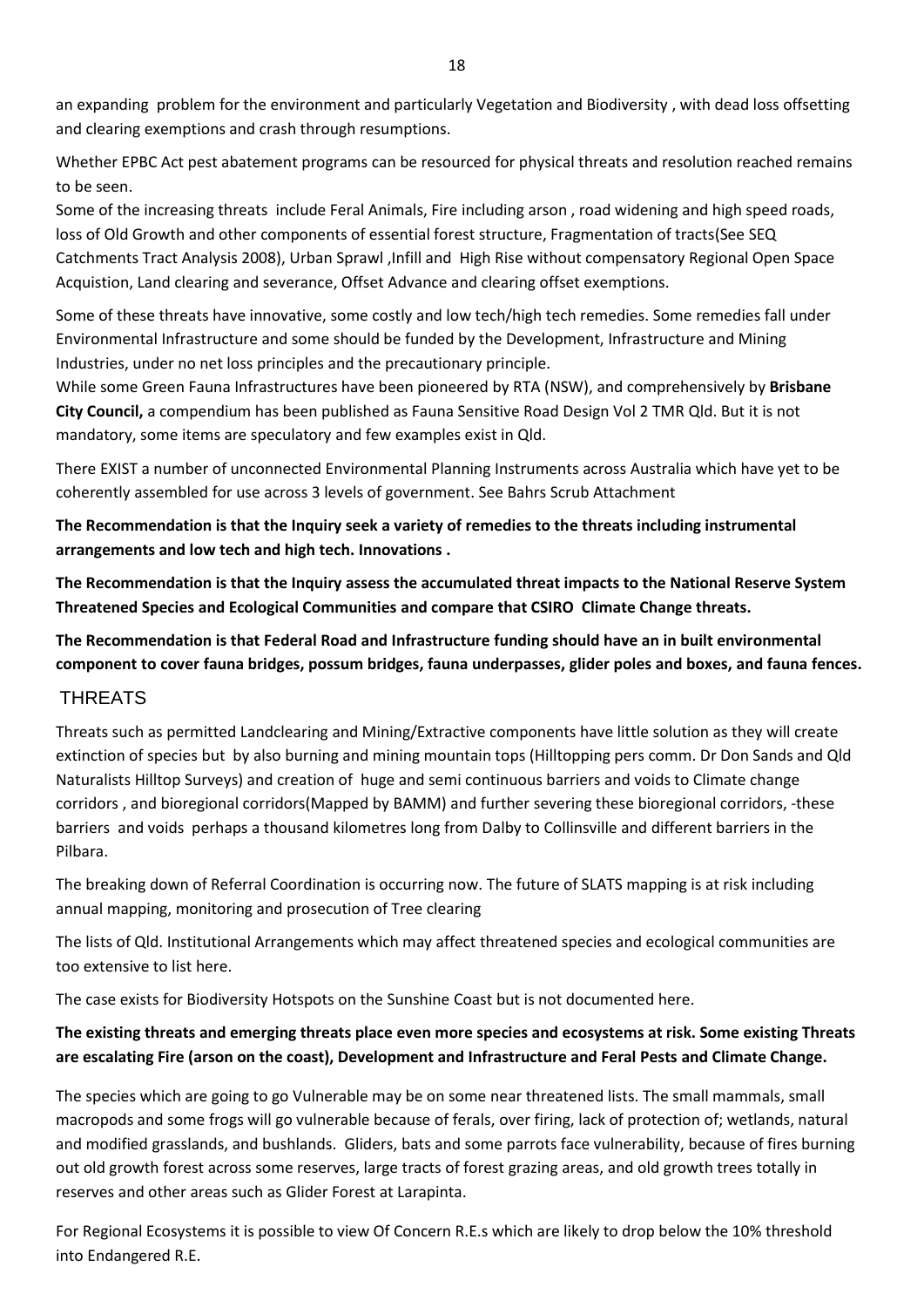an expanding problem for the environment and particularly Vegetation and Biodiversity , with dead loss offsetting and clearing exemptions and crash through resumptions.

Whether EPBC Act pest abatement programs can be resourced for physical threats and resolution reached remains to be seen.

Some of the increasing threats include Feral Animals, Fire including arson , road widening and high speed roads, loss of Old Growth and other components of essential forest structure, Fragmentation of tracts(See SEQ Catchments Tract Analysis 2008), Urban Sprawl ,Infill and High Rise without compensatory Regional Open Space Acquistion, Land clearing and severance, Offset Advance and clearing offset exemptions.

Some of these threats have innovative, some costly and low tech/high tech remedies. Some remedies fall under Environmental Infrastructure and some should be funded by the Development, Infrastructure and Mining Industries, under no net loss principles and the precautionary principle.

While some Green Fauna Infrastructures have been pioneered by RTA (NSW), and comprehensively by **Brisbane City Council,** a compendium has been published as Fauna Sensitive Road Design Vol 2 TMR Qld. But it is not mandatory, some items are speculatory and few examples exist in Qld.

There EXIST a number of unconnected Environmental Planning Instruments across Australia which have yet to be coherently assembled for use across 3 levels of government. See Bahrs Scrub Attachment

**The Recommendation is that the Inquiry seek a variety of remedies to the threats including instrumental arrangements and low tech and high tech. Innovations .**

**The Recommendation is that the Inquiry assess the accumulated threat impacts to the National Reserve System Threatened Species and Ecological Communities and compare that CSIRO Climate Change threats.**

**The Recommendation is that Federal Road and Infrastructure funding should have an in built environmental component to cover fauna bridges, possum bridges, fauna underpasses, glider poles and boxes, and fauna fences.**

## THREATS

Threats such as permitted Landclearing and Mining/Extractive components have little solution as they will create extinction of species but by also burning and mining mountain tops (Hilltopping pers comm. Dr Don Sands and Qld Naturalists Hilltop Surveys) and creation of huge and semi continuous barriers and voids to Climate change corridors , and bioregional corridors(Mapped by BAMM) and further severing these bioregional corridors, -these barriers and voids perhaps a thousand kilometres long from Dalby to Collinsville and different barriers in the Pilbara.

The breaking down of Referral Coordination is occurring now. The future of SLATS mapping is at risk including annual mapping, monitoring and prosecution of Tree clearing

The lists of Qld. Institutional Arrangements which may affect threatened species and ecological communities are too extensive to list here.

The case exists for Biodiversity Hotspots on the Sunshine Coast but is not documented here.

**The existing threats and emerging threats place even more species and ecosystems at risk. Some existing Threats are escalating Fire (arson on the coast), Development and Infrastructure and Feral Pests and Climate Change.**

The species which are going to go Vulnerable may be on some near threatened lists. The small mammals, small macropods and some frogs will go vulnerable because of ferals, over firing, lack of protection of; wetlands, natural and modified grasslands, and bushlands. Gliders, bats and some parrots face vulnerability, because of fires burning out old growth forest across some reserves, large tracts of forest grazing areas, and old growth trees totally in reserves and other areas such as Glider Forest at Larapinta.

For Regional Ecosystems it is possible to view Of Concern R.E.s which are likely to drop below the 10% threshold into Endangered R.E.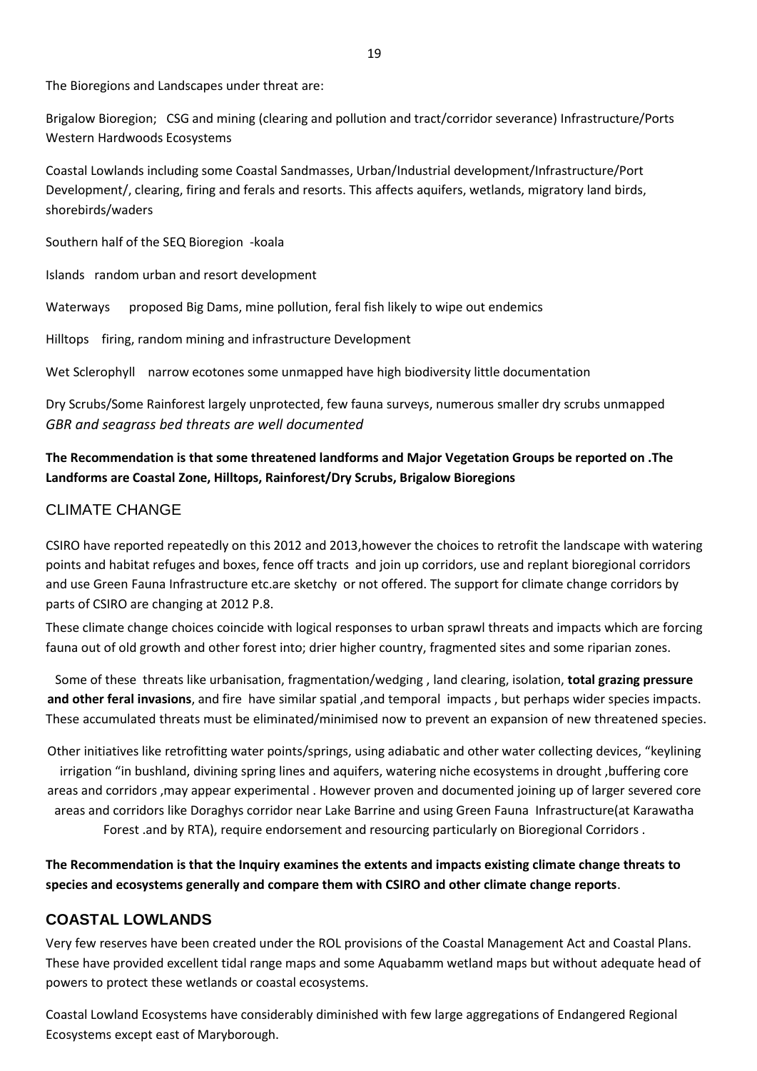The Bioregions and Landscapes under threat are:

Brigalow Bioregion; CSG and mining (clearing and pollution and tract/corridor severance) Infrastructure/Ports Western Hardwoods Ecosystems

Coastal Lowlands including some Coastal Sandmasses, Urban/Industrial development/Infrastructure/Port Development/, clearing, firing and ferals and resorts. This affects aquifers, wetlands, migratory land birds, shorebirds/waders

Southern half of the SEQ Bioregion -koala

Islands random urban and resort development

Waterways proposed Big Dams, mine pollution, feral fish likely to wipe out endemics

Hilltops firing, random mining and infrastructure Development

Wet Sclerophyll narrow ecotones some unmapped have high biodiversity little documentation

Dry Scrubs/Some Rainforest largely unprotected, few fauna surveys, numerous smaller dry scrubs unmapped
*GBR and seagrass bed threats are well documented*

**The Recommendation is that some threatened landforms and Major Vegetation Groups be reported on .The Landforms are Coastal Zone, Hilltops, Rainforest/Dry Scrubs, Brigalow Bioregions**

## CLIMATE CHANGE

CSIRO have reported repeatedly on this 2012 and 2013,however the choices to retrofit the landscape with watering points and habitat refuges and boxes, fence off tracts and join up corridors, use and replant bioregional corridors and use Green Fauna Infrastructure etc.are sketchy or not offered. The support for climate change corridors by parts of CSIRO are changing at 2012 P.8.

These climate change choices coincide with logical responses to urban sprawl threats and impacts which are forcing fauna out of old growth and other forest into; drier higher country, fragmented sites and some riparian zones.

Some of these threats like urbanisation, fragmentation/wedging , land clearing, isolation, **total grazing pressure and other feral invasions**, and fire have similar spatial ,and temporal impacts , but perhaps wider species impacts. These accumulated threats must be eliminated/minimised now to prevent an expansion of new threatened species.

Other initiatives like retrofitting water points/springs, using adiabatic and other water collecting devices, "keylining irrigation "in bushland, divining spring lines and aquifers, watering niche ecosystems in drought ,buffering core areas and corridors ,may appear experimental . However proven and documented joining up of larger severed core areas and corridors like Doraghys corridor near Lake Barrine and using Green Fauna Infrastructure(at Karawatha Forest .and by RTA), require endorsement and resourcing particularly on Bioregional Corridors .

**The Recommendation is that the Inquiry examines the extents and impacts existing climate change threats to species and ecosystems generally and compare them with CSIRO and other climate change reports**.

## COASTAL LOWLANDS

Very few reserves have been created under the ROL provisions of the Coastal Management Act and Coastal Plans. These have provided excellent tidal range maps and some Aquabamm wetland maps but without adequate head of powers to protect these wetlands or coastal ecosystems.

Coastal Lowland Ecosystems have considerably diminished with few large aggregations of Endangered Regional Ecosystems except east of Maryborough.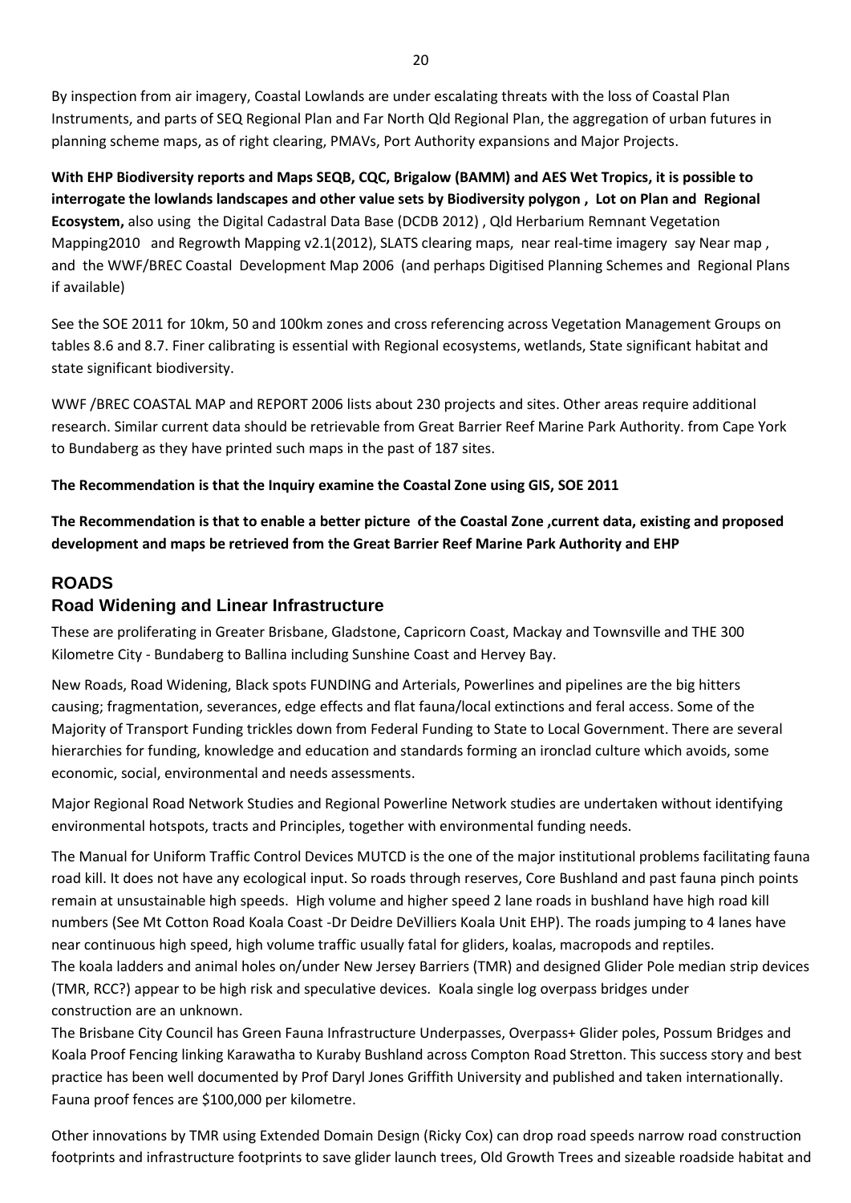By inspection from air imagery, Coastal Lowlands are under escalating threats with the loss of Coastal Plan Instruments, and parts of SEQ Regional Plan and Far North Qld Regional Plan, the aggregation of urban futures in planning scheme maps, as of right clearing, PMAVs, Port Authority expansions and Major Projects.

**With EHP Biodiversity reports and Maps SEQB, CQC, Brigalow (BAMM) and AES Wet Tropics, it is possible to interrogate the lowlands landscapes and other value sets by Biodiversity polygon , Lot on Plan and Regional Ecosystem,** also using the Digital Cadastral Data Base (DCDB 2012) , Qld Herbarium Remnant Vegetation Mapping2010 and Regrowth Mapping v2.1(2012), SLATS clearing maps, near real-time imagery say Near map , and the WWF/BREC Coastal Development Map 2006 (and perhaps Digitised Planning Schemes and Regional Plans if available)

See the SOE 2011 for 10km, 50 and 100km zones and cross referencing across Vegetation Management Groups on tables 8.6 and 8.7. Finer calibrating is essential with Regional ecosystems, wetlands, State significant habitat and state significant biodiversity.

WWF /BREC COASTAL MAP and REPORT 2006 lists about 230 projects and sites. Other areas require additional research. Similar current data should be retrievable from Great Barrier Reef Marine Park Authority. from Cape York to Bundaberg as they have printed such maps in the past of 187 sites.

**The Recommendation is that the Inquiry examine the Coastal Zone using GIS, SOE 2011**

**The Recommendation is that to enable a better picture of the Coastal Zone ,current data, existing and proposed development and maps be retrieved from the Great Barrier Reef Marine Park Authority and EHP**

## ROADS

### Road Widening and Linear Infrastructure

These are proliferating in Greater Brisbane, Gladstone, Capricorn Coast, Mackay and Townsville and THE 300 Kilometre City - Bundaberg to Ballina including Sunshine Coast and Hervey Bay.

New Roads, Road Widening, Black spots FUNDING and Arterials, Powerlines and pipelines are the big hitters causing; fragmentation, severances, edge effects and flat fauna/local extinctions and feral access. Some of the Majority of Transport Funding trickles down from Federal Funding to State to Local Government. There are several hierarchies for funding, knowledge and education and standards forming an ironclad culture which avoids, some economic, social, environmental and needs assessments.

Major Regional Road Network Studies and Regional Powerline Network studies are undertaken without identifying environmental hotspots, tracts and Principles, together with environmental funding needs.

The Manual for Uniform Traffic Control Devices MUTCD is the one of the major institutional problems facilitating fauna road kill. It does not have any ecological input. So roads through reserves, Core Bushland and past fauna pinch points remain at unsustainable high speeds. High volume and higher speed 2 lane roads in bushland have high road kill numbers (See Mt Cotton Road Koala Coast -Dr Deidre DeVilliers Koala Unit EHP). The roads jumping to 4 lanes have near continuous high speed, high volume traffic usually fatal for gliders, koalas, macropods and reptiles.
The koala ladders and animal holes on/under New Jersey Barriers (TMR) and designed Glider Pole median strip devices (TMR, RCC?) appear to be high risk and speculative devices. Koala single log overpass bridges under construction are an unknown.
The Brisbane City Council has Green Fauna Infrastructure Underpasses, Overpass+ Glider poles, Possum Bridges and Koala Proof Fencing linking Karawatha to Kuraby Bushland across Compton Road Stretton. This success story and best practice has been well documented by Prof Daryl Jones Griffith University and published and taken internationally. Fauna proof fences are $100,000 per kilometre.

Other innovations by TMR using Extended Domain Design (Ricky Cox) can drop road speeds narrow road construction footprints and infrastructure footprints to save glider launch trees, Old Growth Trees and sizeable roadside habitat and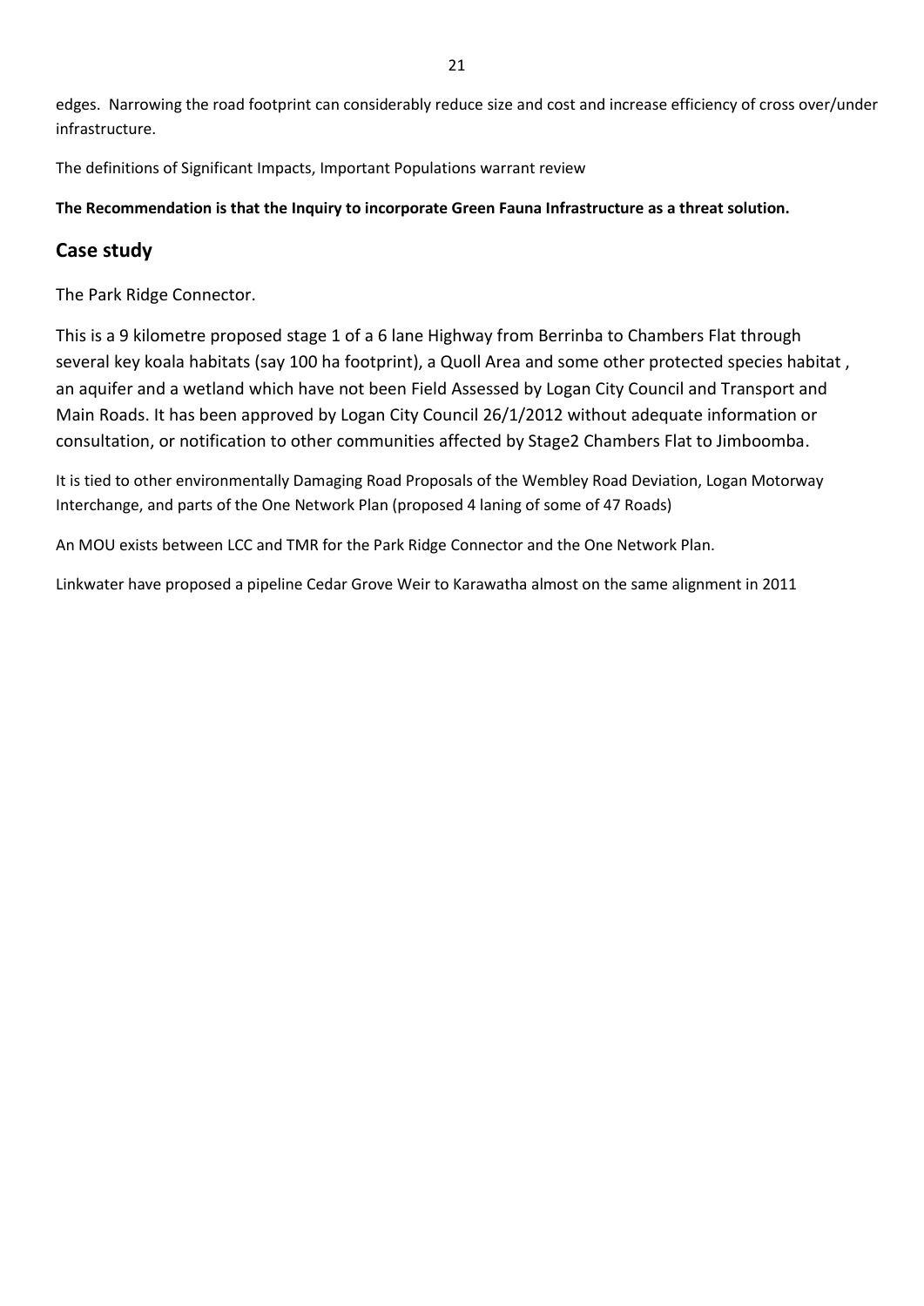edges. Narrowing the road footprint can considerably reduce size and cost and increase efficiency of cross over/under infrastructure.

The definitions of Significant Impacts, Important Populations warrant review

**The Recommendation is that the Inquiry to incorporate Green Fauna Infrastructure as a threat solution.**

## Case study

The Park Ridge Connector.

This is a 9 kilometre proposed stage 1 of a 6 lane Highway from Berrinba to Chambers Flat through several key koala habitats (say 100 ha footprint), a Quoll Area and some other protected species habitat , an aquifer and a wetland which have not been Field Assessed by Logan City Council and Transport and Main Roads. It has been approved by Logan City Council 26/1/2012 without adequate information or consultation, or notification to other communities affected by Stage2 Chambers Flat to Jimboomba.

It is tied to other environmentally Damaging Road Proposals of the Wembley Road Deviation, Logan Motorway Interchange, and parts of the One Network Plan (proposed 4 laning of some of 47 Roads)

An MOU exists between LCC and TMR for the Park Ridge Connector and the One Network Plan.

Linkwater have proposed a pipeline Cedar Grove Weir to Karawatha almost on the same alignment in 2011